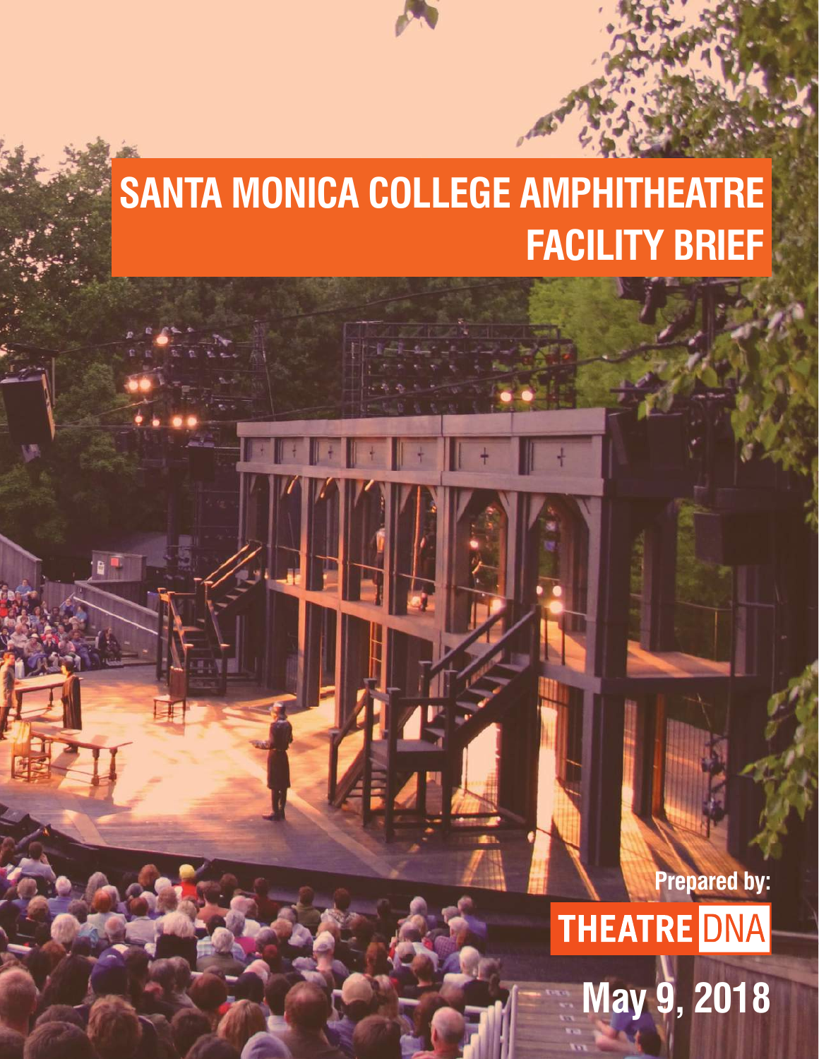# SANTA MONICA COLLEGE AMPHITHEATRE FACILITY BRIEF

Prepared by:

THEATRE DNA

May 9, 2018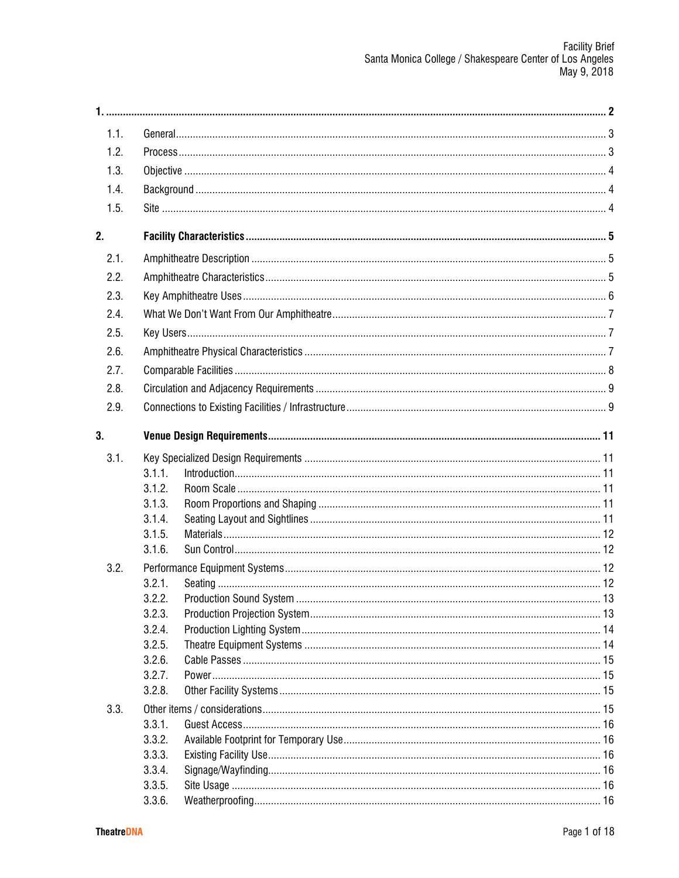| | | |
|---|---|---|
| **1.** | | **2** |
| 1.1. | General | 3 |
| 1.2. | Process | 3 |
| 1.3. | Objective | 4 |
| 1.4. | Background | 4 |
| 1.5. | Site | 4 |
| **2.** | **Facility Characteristics** | **5** |
| 2.1. | Amphitheatre Description | 5 |
| 2.2. | Amphitheatre Characteristics | 5 |
| 2.3. | Key Amphitheatre Uses | 6 |
| 2.4. | What We Don't Want From Our Amphitheatre | 7 |
| 2.5. | Key Users | 7 |
| 2.6. | Amphitheatre Physical Characteristics | 7 |
| 2.7. | Comparable Facilities | 8 |
| 2.8. | Circulation and Adjacency Requirements | 9 |
| 2.9. | Connections to Existing Facilities / Infrastructure | 9 |
| **3.** | **Venue Design Requirements** | **11** |
| 3.1. | Key Specialized Design Requirements | 11 |
| | 3.1.1. Introduction | 11 |
| | 3.1.2. Room Scale | 11 |
| | 3.1.3. Room Proportions and Shaping | 11 |
| | 3.1.4. Seating Layout and Sightlines | 11 |
| | 3.1.5. Materials | 12 |
| | 3.1.6. Sun Control | 12 |
| 3.2. | Performance Equipment Systems | 12 |
| | 3.2.1. Seating | 12 |
| | 3.2.2. Production Sound System | 13 |
| | 3.2.3. Production Projection System | 13 |
| | 3.2.4. Production Lighting System | 14 |
| | 3.2.5. Theatre Equipment Systems | 14 |
| | 3.2.6. Cable Passes | 15 |
| | 3.2.7. Power | 15 |
| | 3.2.8. Other Facility Systems | 15 |
| 3.3. | Other items / considerations | 15 |
| | 3.3.1. Guest Access | 16 |
| | 3.3.2. Available Footprint for Temporary Use | 16 |
| | 3.3.3. Existing Facility Use | 16 |
| | 3.3.4. Signage/Wayfinding | 16 |
| | 3.3.5. Site Usage | 16 |
| | 3.3.6. Weatherproofing | 16 |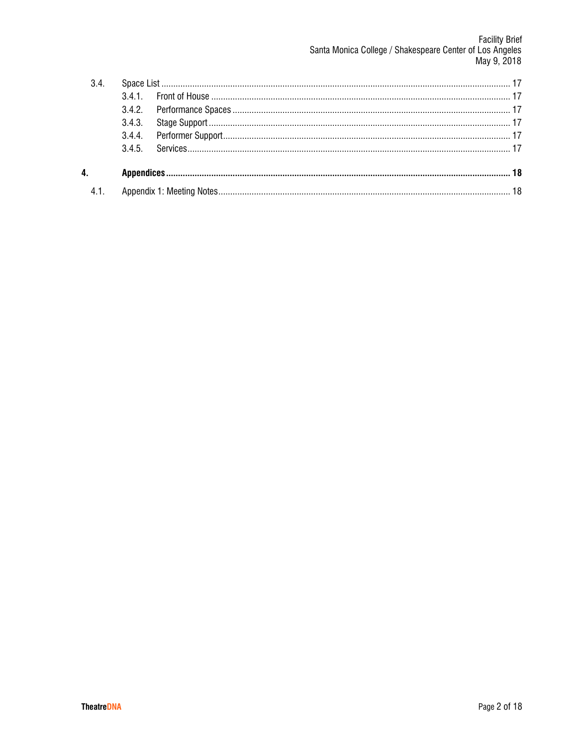3.4. Space List ........ 17

- 3.4.1. Front of House ........ 17
- 3.4.2. Performance Spaces ........ 17
- 3.4.3. Stage Support ........ 17
- 3.4.4. Performer Support ........ 17
- 3.4.5. Services ........ 17

**4. Appendices ........ 18**

4.1. Appendix 1: Meeting Notes ........ 18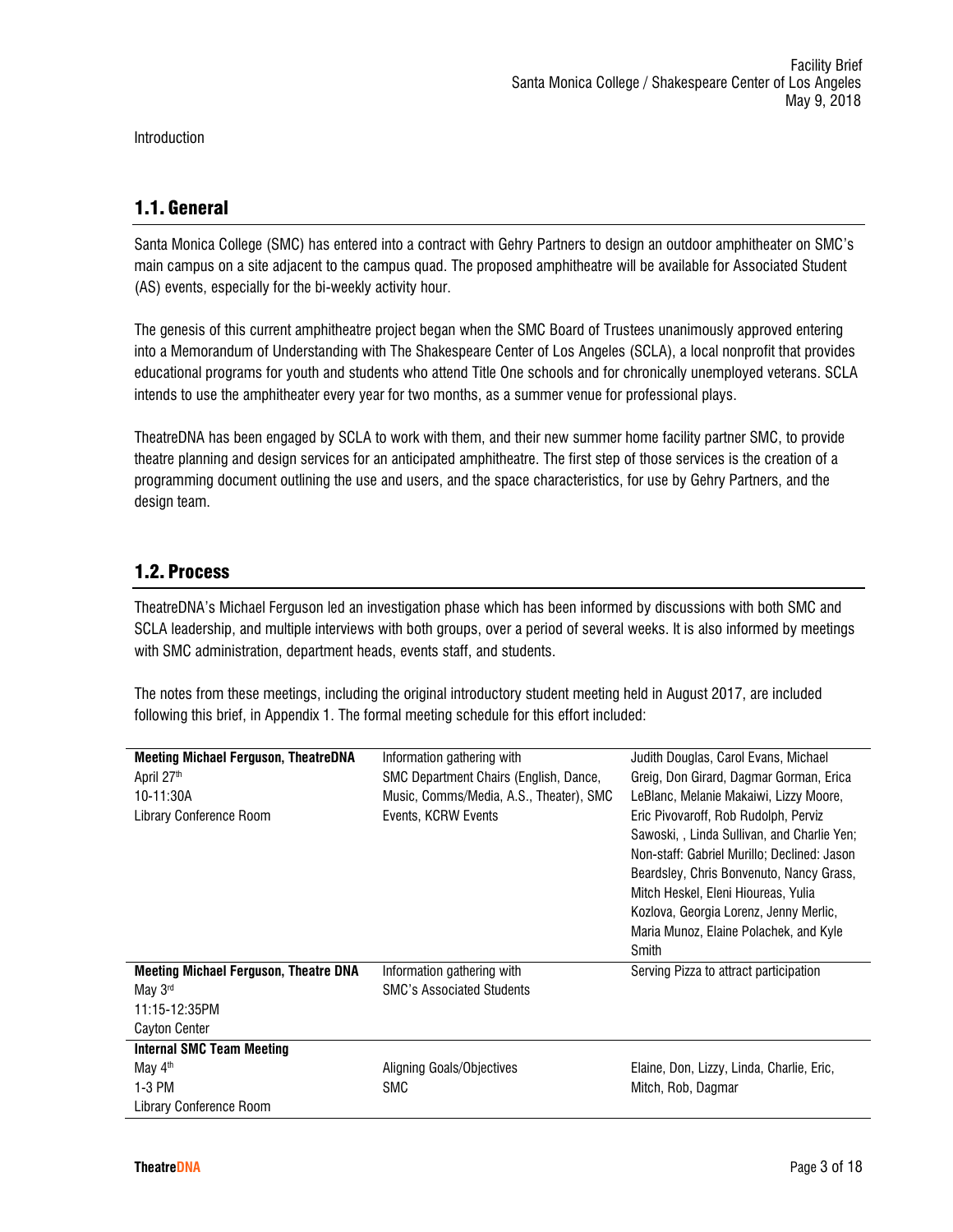Introduction

## 1.1. General

Santa Monica College (SMC) has entered into a contract with Gehry Partners to design an outdoor amphitheater on SMC's main campus on a site adjacent to the campus quad. The proposed amphitheatre will be available for Associated Student (AS) events, especially for the bi-weekly activity hour.

The genesis of this current amphitheatre project began when the SMC Board of Trustees unanimously approved entering into a Memorandum of Understanding with The Shakespeare Center of Los Angeles (SCLA), a local nonprofit that provides educational programs for youth and students who attend Title One schools and for chronically unemployed veterans. SCLA intends to use the amphitheater every year for two months, as a summer venue for professional plays.

TheatreDNA has been engaged by SCLA to work with them, and their new summer home facility partner SMC, to provide theatre planning and design services for an anticipated amphitheatre. The first step of those services is the creation of a programming document outlining the use and users, and the space characteristics, for use by Gehry Partners, and the design team.

## 1.2. Process

TheatreDNA's Michael Ferguson led an investigation phase which has been informed by discussions with both SMC and SCLA leadership, and multiple interviews with both groups, over a period of several weeks. It is also informed by meetings with SMC administration, department heads, events staff, and students.

The notes from these meetings, including the original introductory student meeting held in August 2017, are included following this brief, in Appendix 1. The formal meeting schedule for this effort included:

| | | |
|---|---|---|
| **Meeting Michael Ferguson, TheatreDNA**<br>April 27th<br>10-11:30A<br>Library Conference Room | Information gathering with SMC Department Chairs (English, Dance, Music, Comms/Media, A.S., Theater), SMC Events, KCRW Events | Judith Douglas, Carol Evans, Michael Greig, Don Girard, Dagmar Gorman, Erica LeBlanc, Melanie Makaiwi, Lizzy Moore, Eric Pivovaroff, Rob Rudolph, Perviz Sawoski, , Linda Sullivan, and Charlie Yen; Non-staff: Gabriel Murillo; Declined: Jason Beardsley, Chris Bonvenuto, Nancy Grass, Mitch Heskel, Eleni Hioureas, Yulia Kozlova, Georgia Lorenz, Jenny Merlic, Maria Munoz, Elaine Polachek, and Kyle Smith |
| **Meeting Michael Ferguson, Theatre DNA**<br>May 3rd<br>11:15-12:35PM<br>Cayton Center | Information gathering with SMC's Associated Students | Serving Pizza to attract participation |
| **Internal SMC Team Meeting**<br>May 4th<br>1-3 PM<br>Library Conference Room | Aligning Goals/Objectives<br>SMC | Elaine, Don, Lizzy, Linda, Charlie, Eric, Mitch, Rob, Dagmar |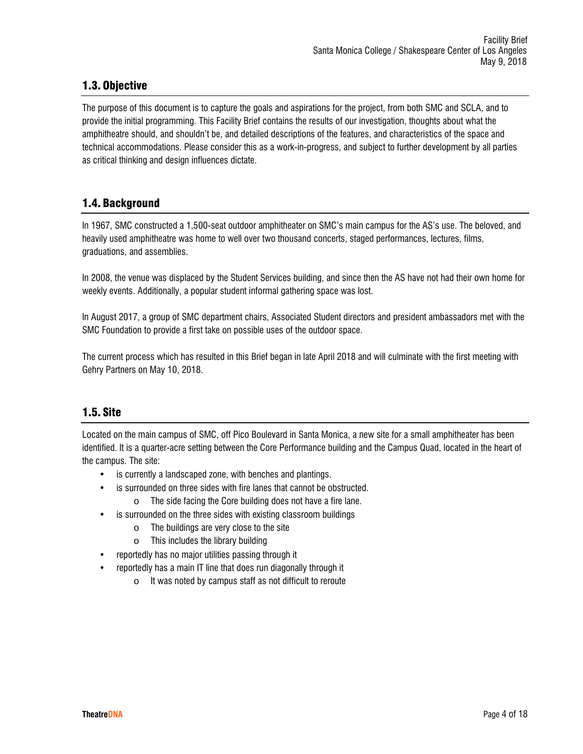## 1.3. Objective

The purpose of this document is to capture the goals and aspirations for the project, from both SMC and SCLA, and to provide the initial programming. This Facility Brief contains the results of our investigation, thoughts about what the amphitheatre should, and shouldn't be, and detailed descriptions of the features, and characteristics of the space and technical accommodations. Please consider this as a work-in-progress, and subject to further development by all parties as critical thinking and design influences dictate.

## 1.4. Background

In 1967, SMC constructed a 1,500-seat outdoor amphitheater on SMC's main campus for the AS's use. The beloved, and heavily used amphitheatre was home to well over two thousand concerts, staged performances, lectures, films, graduations, and assemblies.

In 2008, the venue was displaced by the Student Services building, and since then the AS have not had their own home for weekly events. Additionally, a popular student informal gathering space was lost.

In August 2017, a group of SMC department chairs, Associated Student directors and president ambassadors met with the SMC Foundation to provide a first take on possible uses of the outdoor space.

The current process which has resulted in this Brief began in late April 2018 and will culminate with the first meeting with Gehry Partners on May 10, 2018.

## 1.5. Site

Located on the main campus of SMC, off Pico Boulevard in Santa Monica, a new site for a small amphitheater has been identified. It is a quarter-acre setting between the Core Performance building and the Campus Quad, located in the heart of the campus. The site:

- is currently a landscaped zone, with benches and plantings.
- is surrounded on three sides with fire lanes that cannot be obstructed.
  - The side facing the Core building does not have a fire lane.
- is surrounded on the three sides with existing classroom buildings
  - The buildings are very close to the site
  - This includes the library building
- reportedly has no major utilities passing through it
- reportedly has a main IT line that does run diagonally through it
  - It was noted by campus staff as not difficult to reroute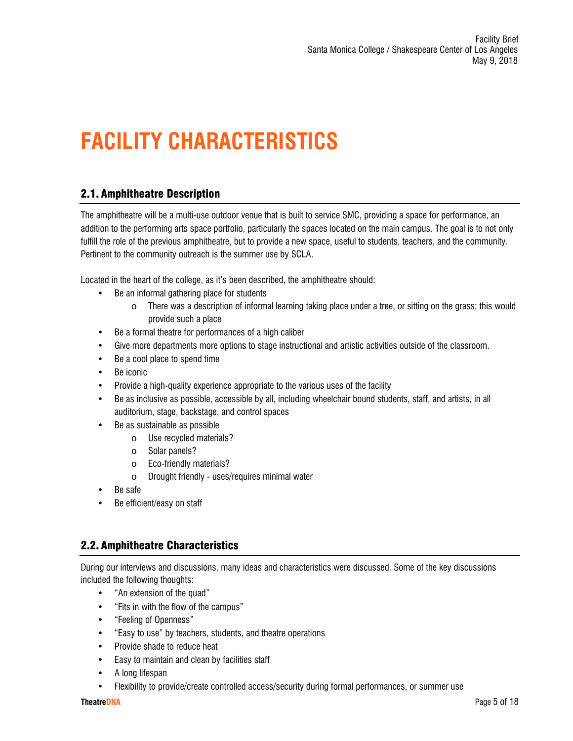# FACILITY CHARACTERISTICS

## 2.1. Amphitheatre Description

The amphitheatre will be a multi-use outdoor venue that is built to service SMC, providing a space for performance, an addition to the performing arts space portfolio, particularly the spaces located on the main campus. The goal is to not only fulfill the role of the previous amphitheatre, but to provide a new space, useful to students, teachers, and the community. Pertinent to the community outreach is the summer use by SCLA.

Located in the heart of the college, as it's been described, the amphitheatre should:

- Be an informal gathering place for students
    - There was a description of informal learning taking place under a tree, or sitting on the grass; this would provide such a place
- Be a formal theatre for performances of a high caliber
- Give more departments more options to stage instructional and artistic activities outside of the classroom.
- Be a cool place to spend time
- Be iconic
- Provide a high-quality experience appropriate to the various uses of the facility
- Be as inclusive as possible, accessible by all, including wheelchair bound students, staff, and artists, in all auditorium, stage, backstage, and control spaces
- Be as sustainable as possible
    - Use recycled materials?
    - Solar panels?
    - Eco-friendly materials?
    - Drought friendly - uses/requires minimal water
- Be safe
- Be efficient/easy on staff

## 2.2. Amphitheatre Characteristics

During our interviews and discussions, many ideas and characteristics were discussed. Some of the key discussions included the following thoughts:

- "An extension of the quad"
- "Fits in with the flow of the campus"
- "Feeling of Openness"
- "Easy to use" by teachers, students, and theatre operations
- Provide shade to reduce heat
- Easy to maintain and clean by facilities staff
- A long lifespan
- Flexibility to provide/create controlled access/security during formal performances, or summer use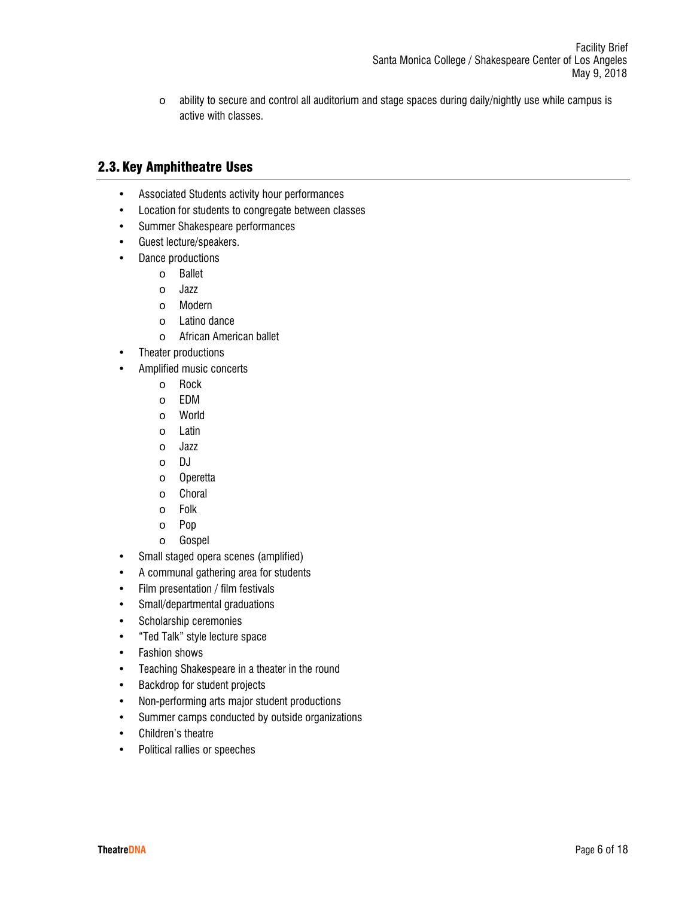- ability to secure and control all auditorium and stage spaces during daily/nightly use while campus is active with classes.

## 2.3. Key Amphitheatre Uses

- Associated Students activity hour performances
- Location for students to congregate between classes
- Summer Shakespeare performances
- Guest lecture/speakers.
- Dance productions
  - Ballet
  - Jazz
  - Modern
  - Latino dance
  - African American ballet
- Theater productions
- Amplified music concerts
  - Rock
  - EDM
  - World
  - Latin
  - Jazz
  - DJ
  - Operetta
  - Choral
  - Folk
  - Pop
  - Gospel
- Small staged opera scenes (amplified)
- A communal gathering area for students
- Film presentation / film festivals
- Small/departmental graduations
- Scholarship ceremonies
- "Ted Talk" style lecture space
- Fashion shows
- Teaching Shakespeare in a theater in the round
- Backdrop for student projects
- Non-performing arts major student productions
- Summer camps conducted by outside organizations
- Children's theatre
- Political rallies or speeches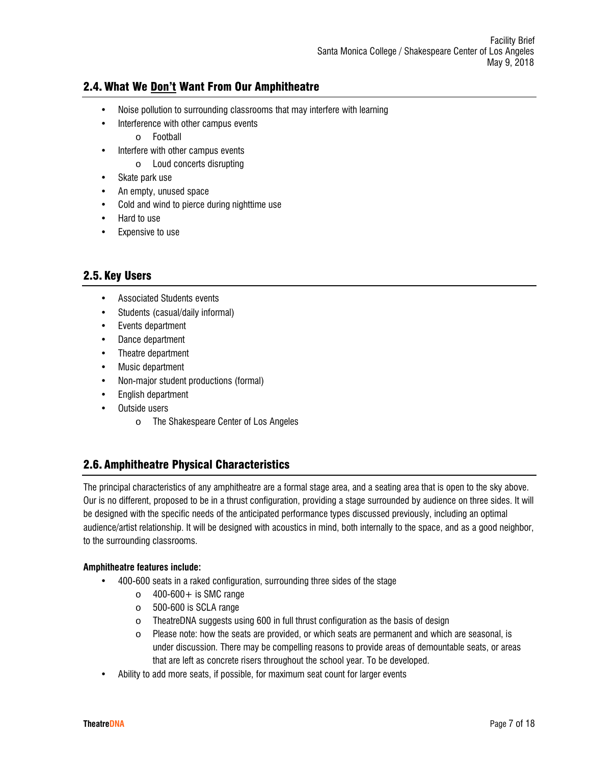## 2.4. What We Don't Want From Our Amphitheatre

- Noise pollution to surrounding classrooms that may interfere with learning
- Interference with other campus events
  - Football
- Interfere with other campus events
  - Loud concerts disrupting
- Skate park use
- An empty, unused space
- Cold and wind to pierce during nighttime use
- Hard to use
- Expensive to use

## 2.5. Key Users

- Associated Students events
- Students (casual/daily informal)
- Events department
- Dance department
- Theatre department
- Music department
- Non-major student productions (formal)
- English department
- Outside users
  - The Shakespeare Center of Los Angeles

## 2.6. Amphitheatre Physical Characteristics

The principal characteristics of any amphitheatre are a formal stage area, and a seating area that is open to the sky above. Our is no different, proposed to be in a thrust configuration, providing a stage surrounded by audience on three sides. It will be designed with the specific needs of the anticipated performance types discussed previously, including an optimal audience/artist relationship. It will be designed with acoustics in mind, both internally to the space, and as a good neighbor, to the surrounding classrooms.

**Amphitheatre features include:**

- 400-600 seats in a raked configuration, surrounding three sides of the stage
  - 400-600+ is SMC range
  - 500-600 is SCLA range
  - TheatreDNA suggests using 600 in full thrust configuration as the basis of design
  - Please note: how the seats are provided, or which seats are permanent and which are seasonal, is under discussion. There may be compelling reasons to provide areas of demountable seats, or areas that are left as concrete risers throughout the school year. To be developed.
- Ability to add more seats, if possible, for maximum seat count for larger events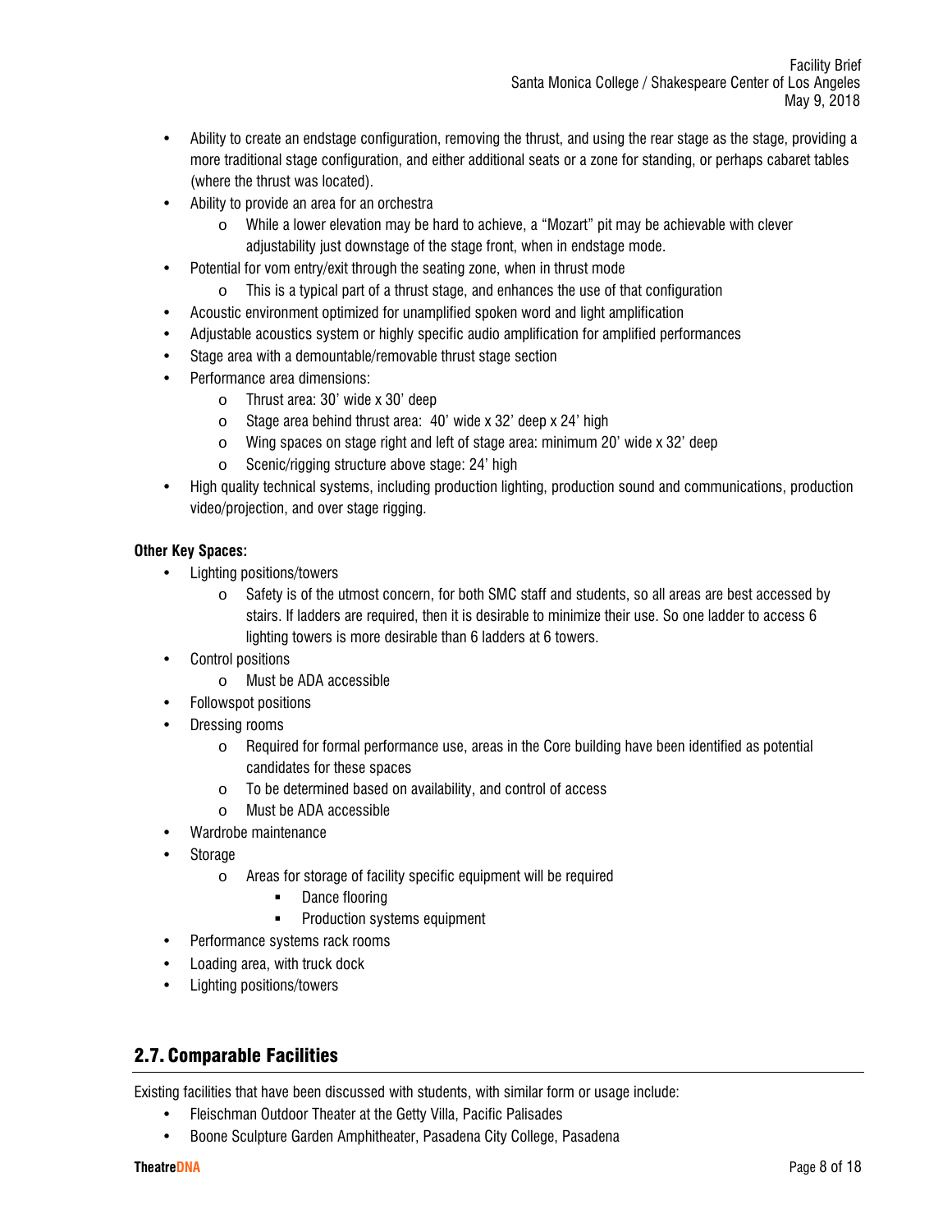- Ability to create an endstage configuration, removing the thrust, and using the rear stage as the stage, providing a more traditional stage configuration, and either additional seats or a zone for standing, or perhaps cabaret tables (where the thrust was located).
- Ability to provide an area for an orchestra
  - While a lower elevation may be hard to achieve, a "Mozart" pit may be achievable with clever adjustability just downstage of the stage front, when in endstage mode.
- Potential for vom entry/exit through the seating zone, when in thrust mode
  - This is a typical part of a thrust stage, and enhances the use of that configuration
- Acoustic environment optimized for unamplified spoken word and light amplification
- Adjustable acoustics system or highly specific audio amplification for amplified performances
- Stage area with a demountable/removable thrust stage section
- Performance area dimensions:
  - Thrust area: 30' wide x 30' deep
  - Stage area behind thrust area: 40' wide x 32' deep x 24' high
  - Wing spaces on stage right and left of stage area: minimum 20' wide x 32' deep
  - Scenic/rigging structure above stage: 24' high
- High quality technical systems, including production lighting, production sound and communications, production video/projection, and over stage rigging.

**Other Key Spaces:**

- Lighting positions/towers
  - Safety is of the utmost concern, for both SMC staff and students, so all areas are best accessed by stairs. If ladders are required, then it is desirable to minimize their use. So one ladder to access 6 lighting towers is more desirable than 6 ladders at 6 towers.
- Control positions
  - Must be ADA accessible
- Followspot positions
- Dressing rooms
  - Required for formal performance use, areas in the Core building have been identified as potential candidates for these spaces
  - To be determined based on availability, and control of access
  - Must be ADA accessible
- Wardrobe maintenance
- Storage
  - Areas for storage of facility specific equipment will be required
    - Dance flooring
    - Production systems equipment
- Performance systems rack rooms
- Loading area, with truck dock
- Lighting positions/towers

## 2.7. Comparable Facilities

Existing facilities that have been discussed with students, with similar form or usage include:

- Fleischman Outdoor Theater at the Getty Villa, Pacific Palisades
- Boone Sculpture Garden Amphitheater, Pasadena City College, Pasadena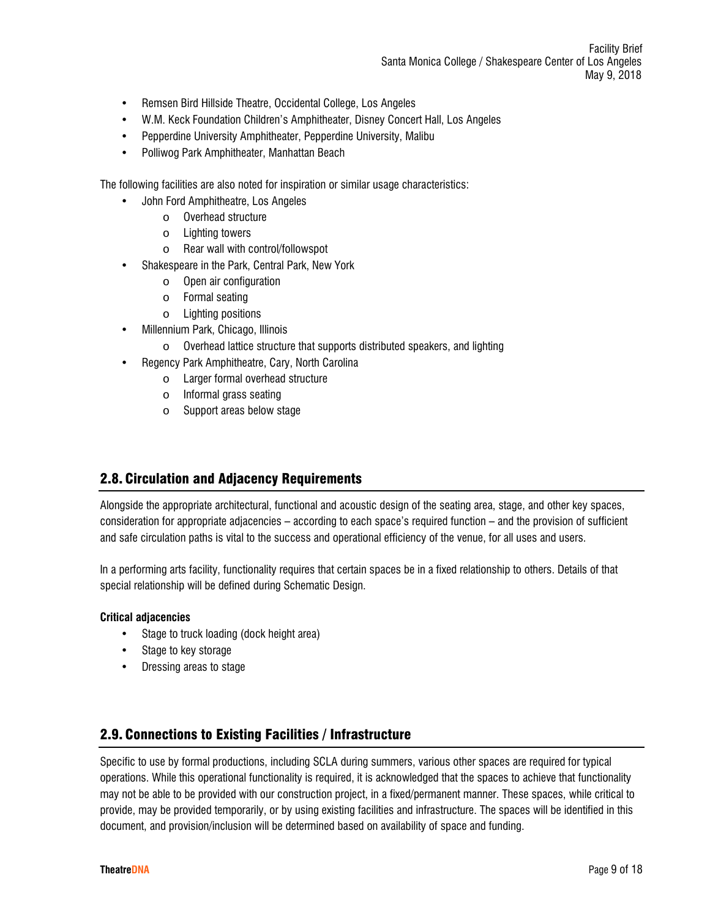- Remsen Bird Hillside Theatre, Occidental College, Los Angeles
- W.M. Keck Foundation Children's Amphitheater, Disney Concert Hall, Los Angeles
- Pepperdine University Amphitheater, Pepperdine University, Malibu
- Polliwog Park Amphitheater, Manhattan Beach

The following facilities are also noted for inspiration or similar usage characteristics:

- John Ford Amphitheatre, Los Angeles
  - Overhead structure
  - Lighting towers
  - Rear wall with control/followspot
- Shakespeare in the Park, Central Park, New York
  - Open air configuration
  - Formal seating
  - Lighting positions
- Millennium Park, Chicago, Illinois
  - Overhead lattice structure that supports distributed speakers, and lighting
- Regency Park Amphitheatre, Cary, North Carolina
  - Larger formal overhead structure
  - Informal grass seating
  - Support areas below stage

## 2.8. Circulation and Adjacency Requirements

Alongside the appropriate architectural, functional and acoustic design of the seating area, stage, and other key spaces, consideration for appropriate adjacencies – according to each space's required function – and the provision of sufficient and safe circulation paths is vital to the success and operational efficiency of the venue, for all uses and users.

In a performing arts facility, functionality requires that certain spaces be in a fixed relationship to others. Details of that special relationship will be defined during Schematic Design.

**Critical adjacencies**

- Stage to truck loading (dock height area)
- Stage to key storage
- Dressing areas to stage

## 2.9. Connections to Existing Facilities / Infrastructure

Specific to use by formal productions, including SCLA during summers, various other spaces are required for typical operations. While this operational functionality is required, it is acknowledged that the spaces to achieve that functionality may not be able to be provided with our construction project, in a fixed/permanent manner. These spaces, while critical to provide, may be provided temporarily, or by using existing facilities and infrastructure. The spaces will be identified in this document, and provision/inclusion will be determined based on availability of space and funding.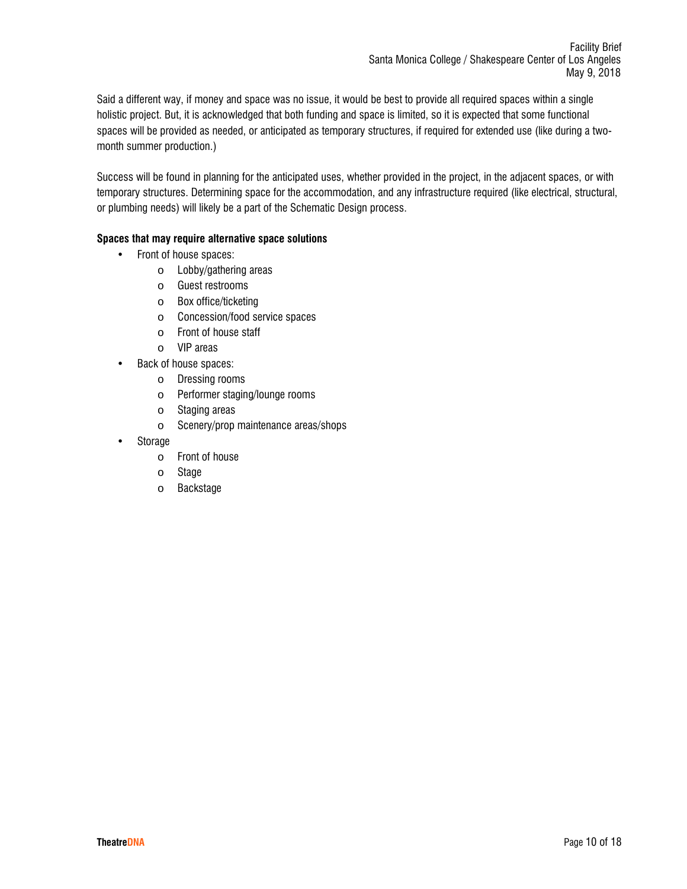Said a different way, if money and space was no issue, it would be best to provide all required spaces within a single holistic project. But, it is acknowledged that both funding and space is limited, so it is expected that some functional spaces will be provided as needed, or anticipated as temporary structures, if required for extended use (like during a two-month summer production.)

Success will be found in planning for the anticipated uses, whether provided in the project, in the adjacent spaces, or with temporary structures. Determining space for the accommodation, and any infrastructure required (like electrical, structural, or plumbing needs) will likely be a part of the Schematic Design process.

**Spaces that may require alternative space solutions**

- Front of house spaces:
  - Lobby/gathering areas
  - Guest restrooms
  - Box office/ticketing
  - Concession/food service spaces
  - Front of house staff
  - VIP areas
- Back of house spaces:
  - Dressing rooms
  - Performer staging/lounge rooms
  - Staging areas
  - Scenery/prop maintenance areas/shops
- Storage
  - Front of house
  - Stage
  - Backstage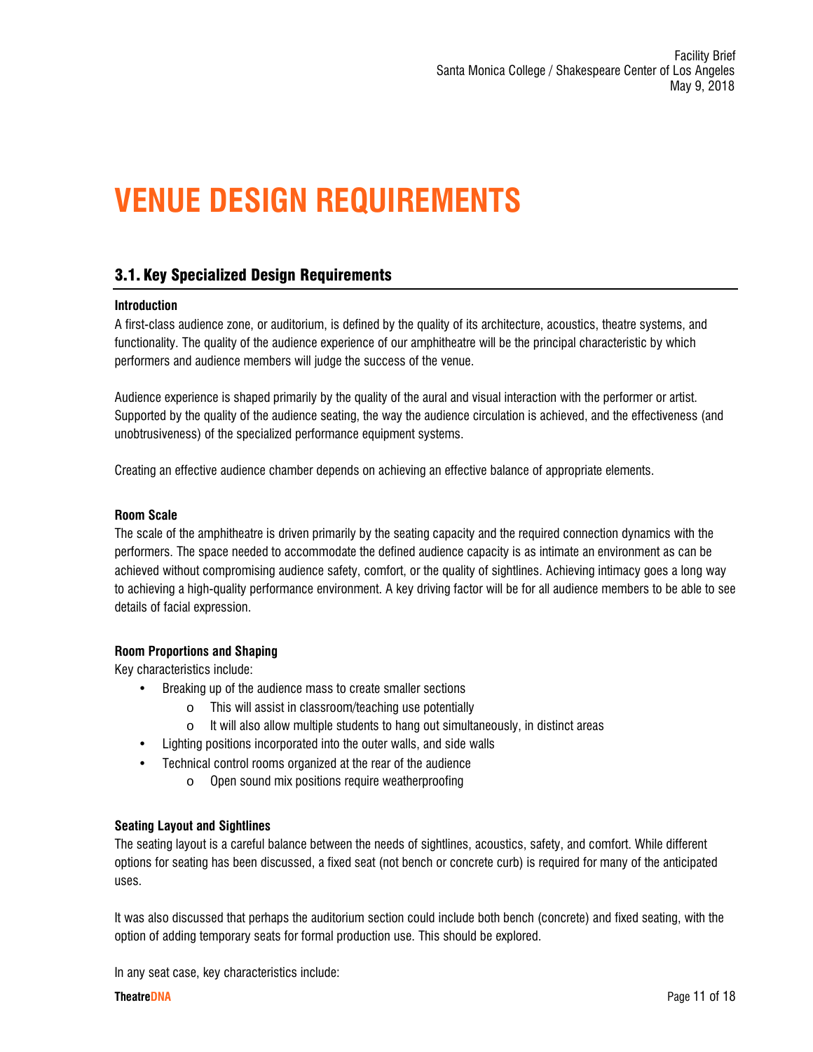# VENUE DESIGN REQUIREMENTS

## 3.1. Key Specialized Design Requirements

**Introduction**

A first-class audience zone, or auditorium, is defined by the quality of its architecture, acoustics, theatre systems, and functionality. The quality of the audience experience of our amphitheatre will be the principal characteristic by which performers and audience members will judge the success of the venue.

Audience experience is shaped primarily by the quality of the aural and visual interaction with the performer or artist. Supported by the quality of the audience seating, the way the audience circulation is achieved, and the effectiveness (and unobtrusiveness) of the specialized performance equipment systems.

Creating an effective audience chamber depends on achieving an effective balance of appropriate elements.

**Room Scale**

The scale of the amphitheatre is driven primarily by the seating capacity and the required connection dynamics with the performers. The space needed to accommodate the defined audience capacity is as intimate an environment as can be achieved without compromising audience safety, comfort, or the quality of sightlines. Achieving intimacy goes a long way to achieving a high-quality performance environment. A key driving factor will be for all audience members to be able to see details of facial expression.

**Room Proportions and Shaping**

Key characteristics include:

- Breaking up of the audience mass to create smaller sections
  - This will assist in classroom/teaching use potentially
  - It will also allow multiple students to hang out simultaneously, in distinct areas
- Lighting positions incorporated into the outer walls, and side walls
- Technical control rooms organized at the rear of the audience
  - Open sound mix positions require weatherproofing

**Seating Layout and Sightlines**

The seating layout is a careful balance between the needs of sightlines, acoustics, safety, and comfort. While different options for seating has been discussed, a fixed seat (not bench or concrete curb) is required for many of the anticipated uses.

It was also discussed that perhaps the auditorium section could include both bench (concrete) and fixed seating, with the option of adding temporary seats for formal production use. This should be explored.

In any seat case, key characteristics include: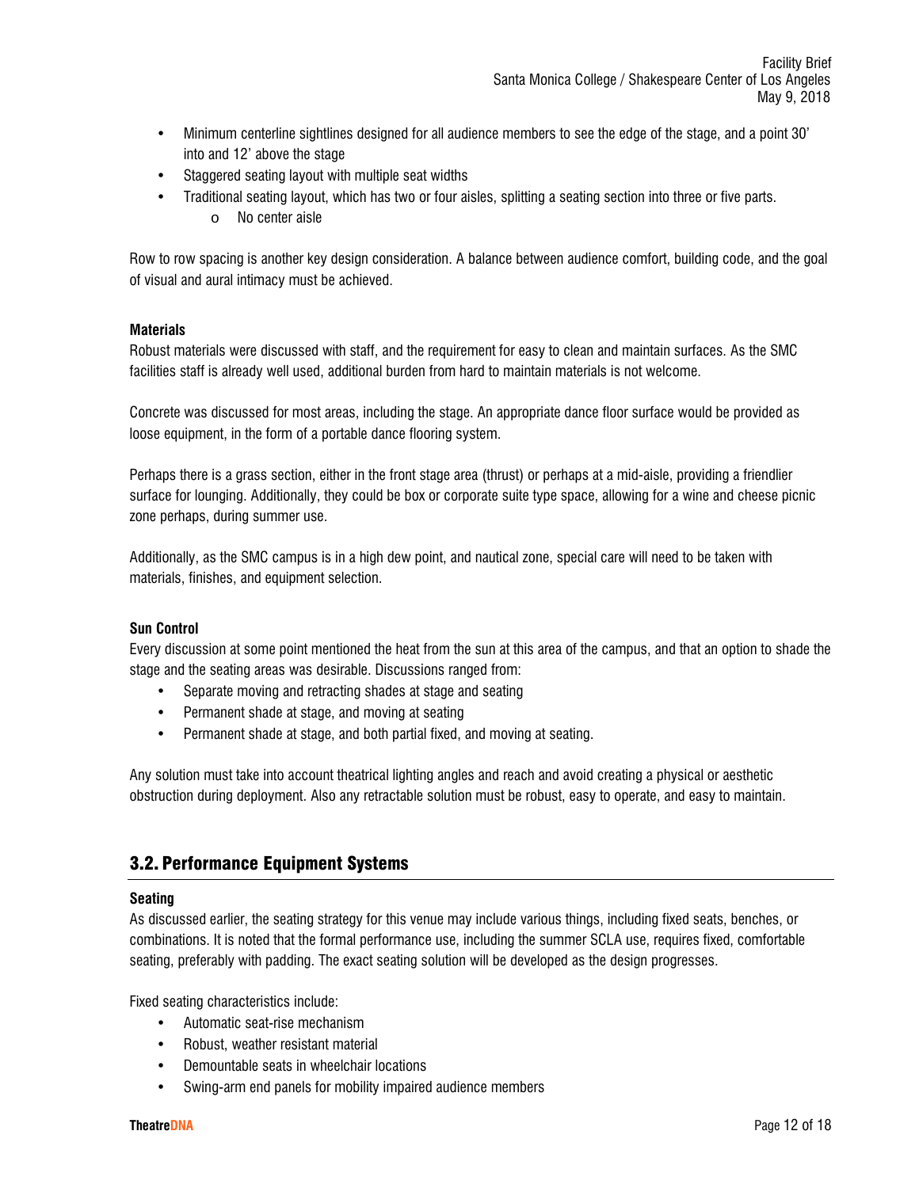- Minimum centerline sightlines designed for all audience members to see the edge of the stage, and a point 30' into and 12' above the stage
- Staggered seating layout with multiple seat widths
- Traditional seating layout, which has two or four aisles, splitting a seating section into three or five parts.
  - No center aisle

Row to row spacing is another key design consideration. A balance between audience comfort, building code, and the goal of visual and aural intimacy must be achieved.

**Materials**

Robust materials were discussed with staff, and the requirement for easy to clean and maintain surfaces. As the SMC facilities staff is already well used, additional burden from hard to maintain materials is not welcome.

Concrete was discussed for most areas, including the stage. An appropriate dance floor surface would be provided as loose equipment, in the form of a portable dance flooring system.

Perhaps there is a grass section, either in the front stage area (thrust) or perhaps at a mid-aisle, providing a friendlier surface for lounging. Additionally, they could be box or corporate suite type space, allowing for a wine and cheese picnic zone perhaps, during summer use.

Additionally, as the SMC campus is in a high dew point, and nautical zone, special care will need to be taken with materials, finishes, and equipment selection.

**Sun Control**

Every discussion at some point mentioned the heat from the sun at this area of the campus, and that an option to shade the stage and the seating areas was desirable. Discussions ranged from:

- Separate moving and retracting shades at stage and seating
- Permanent shade at stage, and moving at seating
- Permanent shade at stage, and both partial fixed, and moving at seating.

Any solution must take into account theatrical lighting angles and reach and avoid creating a physical or aesthetic obstruction during deployment. Also any retractable solution must be robust, easy to operate, and easy to maintain.

## 3.2. Performance Equipment Systems

**Seating**

As discussed earlier, the seating strategy for this venue may include various things, including fixed seats, benches, or combinations. It is noted that the formal performance use, including the summer SCLA use, requires fixed, comfortable seating, preferably with padding. The exact seating solution will be developed as the design progresses.

Fixed seating characteristics include:

- Automatic seat-rise mechanism
- Robust, weather resistant material
- Demountable seats in wheelchair locations
- Swing-arm end panels for mobility impaired audience members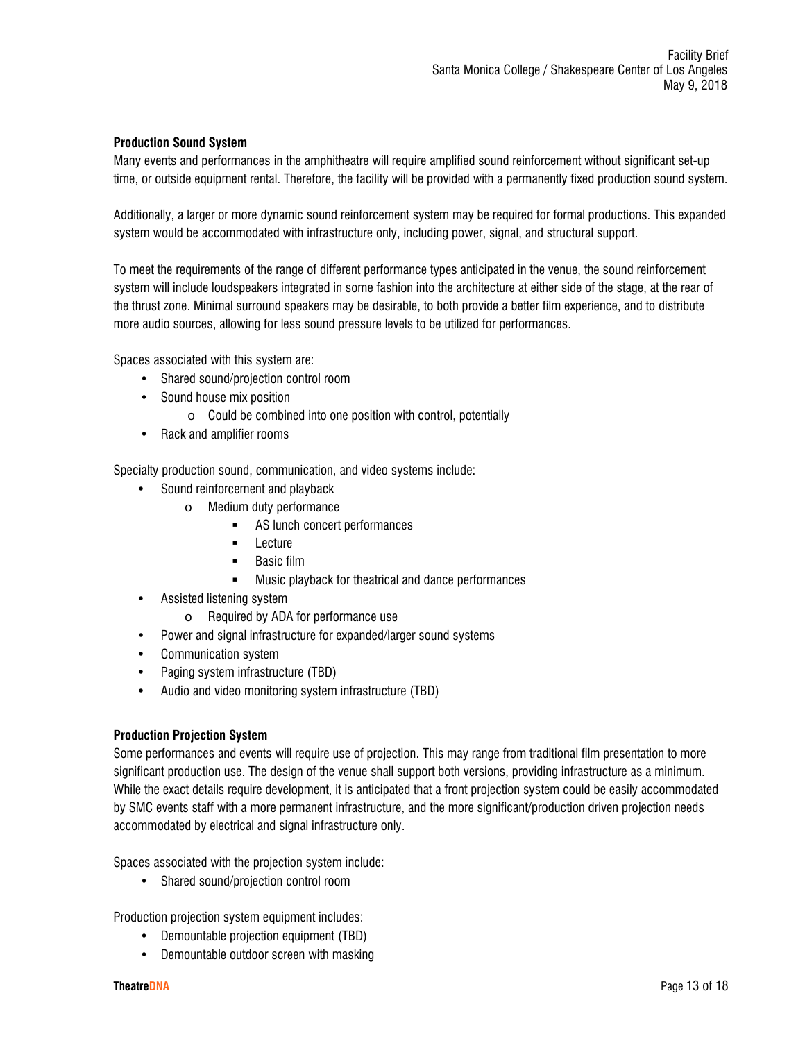**Production Sound System**

Many events and performances in the amphitheatre will require amplified sound reinforcement without significant set-up time, or outside equipment rental. Therefore, the facility will be provided with a permanently fixed production sound system.

Additionally, a larger or more dynamic sound reinforcement system may be required for formal productions. This expanded system would be accommodated with infrastructure only, including power, signal, and structural support.

To meet the requirements of the range of different performance types anticipated in the venue, the sound reinforcement system will include loudspeakers integrated in some fashion into the architecture at either side of the stage, at the rear of the thrust zone. Minimal surround speakers may be desirable, to both provide a better film experience, and to distribute more audio sources, allowing for less sound pressure levels to be utilized for performances.

Spaces associated with this system are:

- Shared sound/projection control room
- Sound house mix position
  - Could be combined into one position with control, potentially
- Rack and amplifier rooms

Specialty production sound, communication, and video systems include:

- Sound reinforcement and playback
  - Medium duty performance
    - AS lunch concert performances
    - Lecture
    - Basic film
    - Music playback for theatrical and dance performances
- Assisted listening system
  - Required by ADA for performance use
- Power and signal infrastructure for expanded/larger sound systems
- Communication system
- Paging system infrastructure (TBD)
- Audio and video monitoring system infrastructure (TBD)

**Production Projection System**

Some performances and events will require use of projection. This may range from traditional film presentation to more significant production use. The design of the venue shall support both versions, providing infrastructure as a minimum. While the exact details require development, it is anticipated that a front projection system could be easily accommodated by SMC events staff with a more permanent infrastructure, and the more significant/production driven projection needs accommodated by electrical and signal infrastructure only.

Spaces associated with the projection system include:

- Shared sound/projection control room

Production projection system equipment includes:

- Demountable projection equipment (TBD)
- Demountable outdoor screen with masking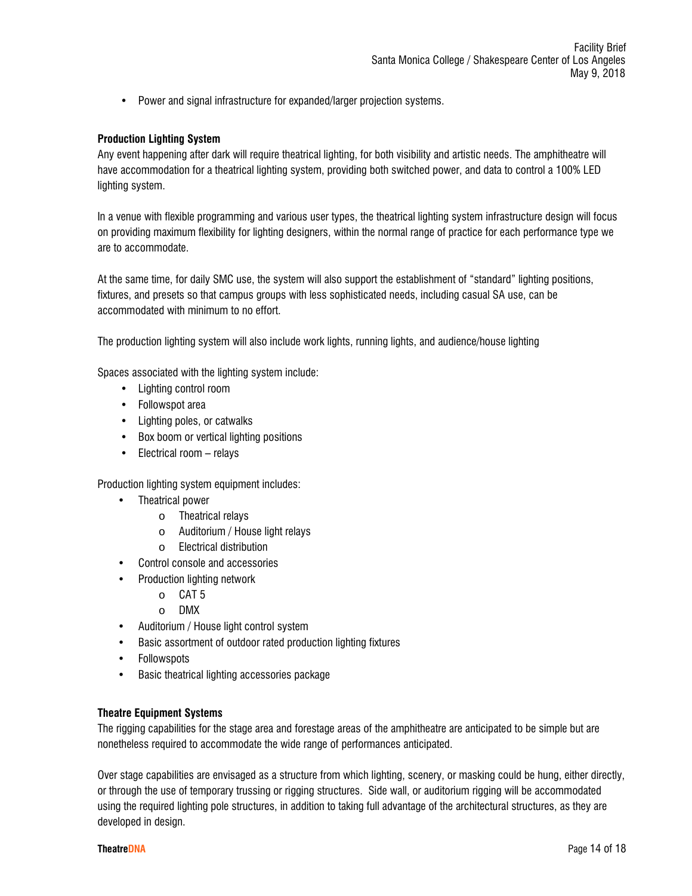- Power and signal infrastructure for expanded/larger projection systems.

**Production Lighting System**

Any event happening after dark will require theatrical lighting, for both visibility and artistic needs. The amphitheatre will have accommodation for a theatrical lighting system, providing both switched power, and data to control a 100% LED lighting system.

In a venue with flexible programming and various user types, the theatrical lighting system infrastructure design will focus on providing maximum flexibility for lighting designers, within the normal range of practice for each performance type we are to accommodate.

At the same time, for daily SMC use, the system will also support the establishment of "standard" lighting positions, fixtures, and presets so that campus groups with less sophisticated needs, including casual SA use, can be accommodated with minimum to no effort.

The production lighting system will also include work lights, running lights, and audience/house lighting

Spaces associated with the lighting system include:

- Lighting control room
- Followspot area
- Lighting poles, or catwalks
- Box boom or vertical lighting positions
- Electrical room – relays

Production lighting system equipment includes:

- Theatrical power
  - Theatrical relays
  - Auditorium / House light relays
  - Electrical distribution
- Control console and accessories
- Production lighting network
  - CAT 5
  - DMX
- Auditorium / House light control system
- Basic assortment of outdoor rated production lighting fixtures
- Followspots
- Basic theatrical lighting accessories package

**Theatre Equipment Systems**

The rigging capabilities for the stage area and forestage areas of the amphitheatre are anticipated to be simple but are nonetheless required to accommodate the wide range of performances anticipated.

Over stage capabilities are envisaged as a structure from which lighting, scenery, or masking could be hung, either directly, or through the use of temporary trussing or rigging structures. Side wall, or auditorium rigging will be accommodated using the required lighting pole structures, in addition to taking full advantage of the architectural structures, as they are developed in design.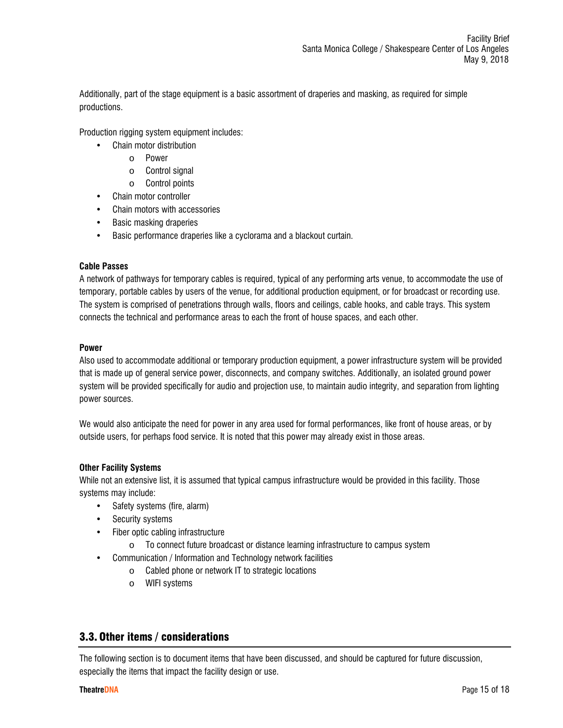Additionally, part of the stage equipment is a basic assortment of draperies and masking, as required for simple productions.

Production rigging system equipment includes:

- Chain motor distribution
  - Power
  - Control signal
  - Control points
- Chain motor controller
- Chain motors with accessories
- Basic masking draperies
- Basic performance draperies like a cyclorama and a blackout curtain.

**Cable Passes**

A network of pathways for temporary cables is required, typical of any performing arts venue, to accommodate the use of temporary, portable cables by users of the venue, for additional production equipment, or for broadcast or recording use. The system is comprised of penetrations through walls, floors and ceilings, cable hooks, and cable trays. This system connects the technical and performance areas to each the front of house spaces, and each other.

**Power**

Also used to accommodate additional or temporary production equipment, a power infrastructure system will be provided that is made up of general service power, disconnects, and company switches. Additionally, an isolated ground power system will be provided specifically for audio and projection use, to maintain audio integrity, and separation from lighting power sources.

We would also anticipate the need for power in any area used for formal performances, like front of house areas, or by outside users, for perhaps food service. It is noted that this power may already exist in those areas.

**Other Facility Systems**

While not an extensive list, it is assumed that typical campus infrastructure would be provided in this facility. Those systems may include:

- Safety systems (fire, alarm)
- Security systems
- Fiber optic cabling infrastructure
  - To connect future broadcast or distance learning infrastructure to campus system
- Communication / Information and Technology network facilities
  - Cabled phone or network IT to strategic locations
  - WIFI systems

## 3.3. Other items / considerations

The following section is to document items that have been discussed, and should be captured for future discussion, especially the items that impact the facility design or use.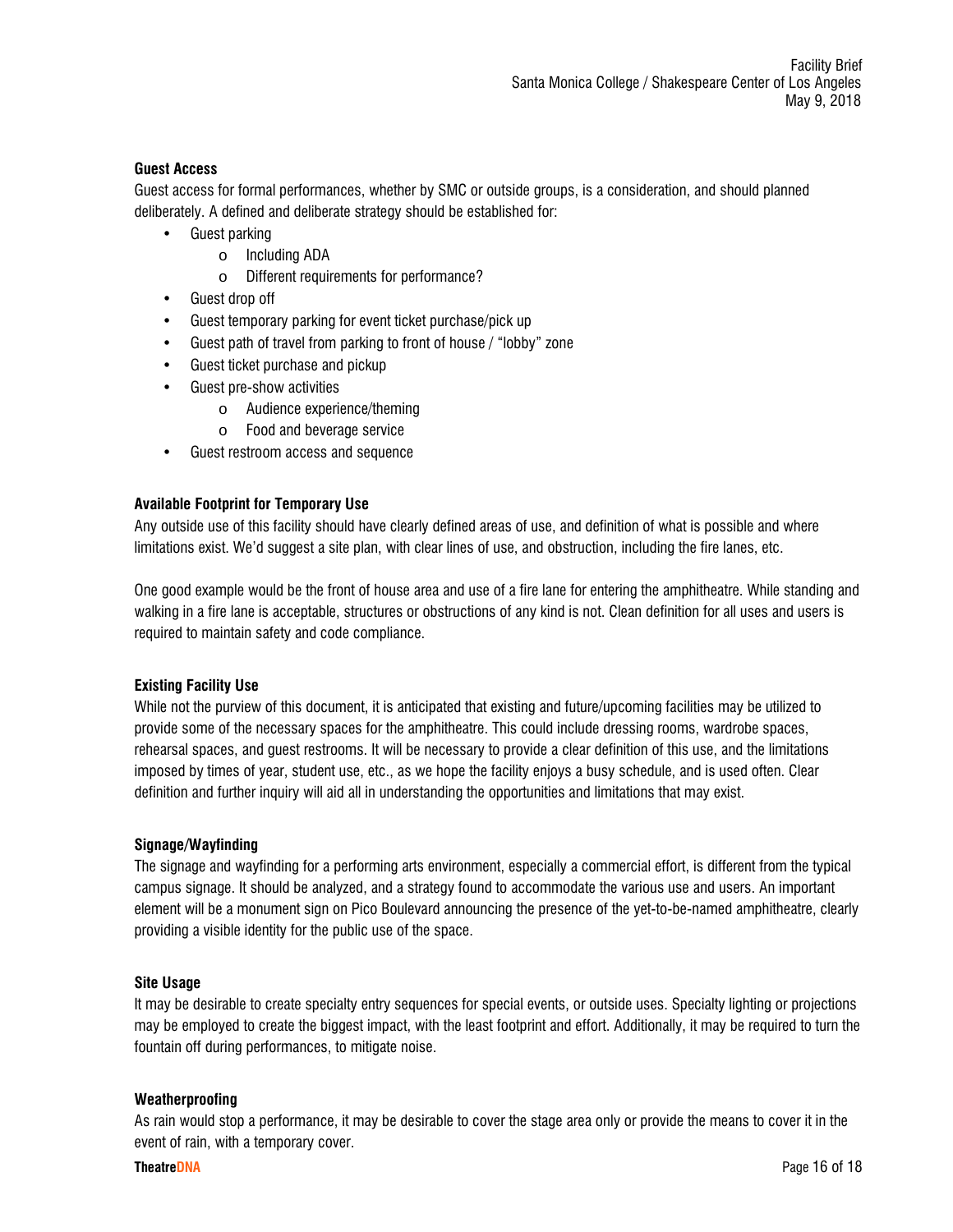### Guest Access

Guest access for formal performances, whether by SMC or outside groups, is a consideration, and should planned deliberately. A defined and deliberate strategy should be established for:

- Guest parking
  - Including ADA
  - Different requirements for performance?
- Guest drop off
- Guest temporary parking for event ticket purchase/pick up
- Guest path of travel from parking to front of house / "lobby" zone
- Guest ticket purchase and pickup
- Guest pre-show activities
  - Audience experience/theming
  - Food and beverage service
- Guest restroom access and sequence

### Available Footprint for Temporary Use

Any outside use of this facility should have clearly defined areas of use, and definition of what is possible and where limitations exist. We'd suggest a site plan, with clear lines of use, and obstruction, including the fire lanes, etc.

One good example would be the front of house area and use of a fire lane for entering the amphitheatre. While standing and walking in a fire lane is acceptable, structures or obstructions of any kind is not. Clean definition for all uses and users is required to maintain safety and code compliance.

### Existing Facility Use

While not the purview of this document, it is anticipated that existing and future/upcoming facilities may be utilized to provide some of the necessary spaces for the amphitheatre. This could include dressing rooms, wardrobe spaces, rehearsal spaces, and guest restrooms. It will be necessary to provide a clear definition of this use, and the limitations imposed by times of year, student use, etc., as we hope the facility enjoys a busy schedule, and is used often. Clear definition and further inquiry will aid all in understanding the opportunities and limitations that may exist.

### Signage/Wayfinding

The signage and wayfinding for a performing arts environment, especially a commercial effort, is different from the typical campus signage. It should be analyzed, and a strategy found to accommodate the various use and users. An important element will be a monument sign on Pico Boulevard announcing the presence of the yet-to-be-named amphitheatre, clearly providing a visible identity for the public use of the space.

### Site Usage

It may be desirable to create specialty entry sequences for special events, or outside uses. Specialty lighting or projections may be employed to create the biggest impact, with the least footprint and effort. Additionally, it may be required to turn the fountain off during performances, to mitigate noise.

### Weatherproofing

As rain would stop a performance, it may be desirable to cover the stage area only or provide the means to cover it in the event of rain, with a temporary cover.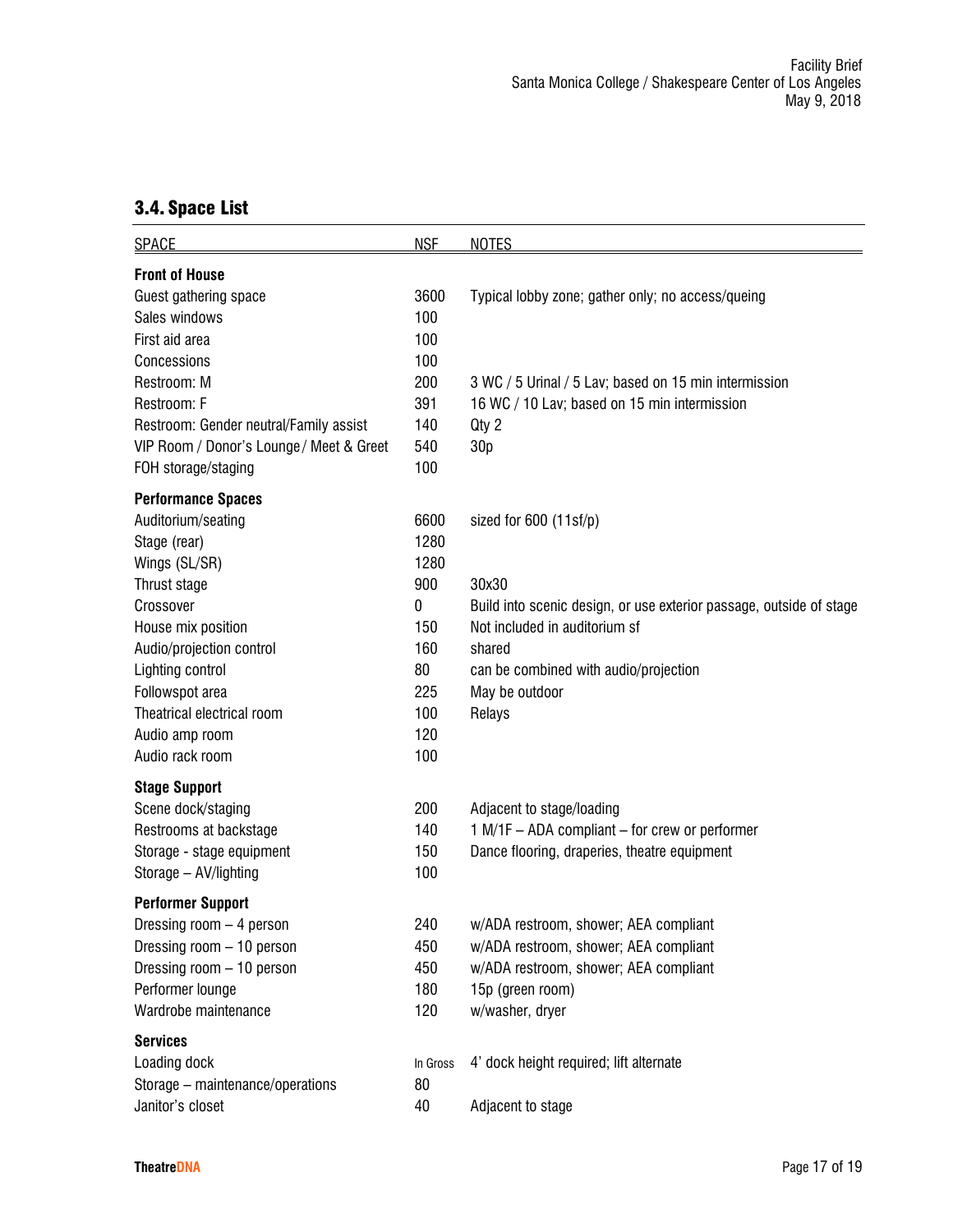## 3.4. Space List

| SPACE | NSF | NOTES |
| --- | --- | --- |
| **Front of House** | | |
| Guest gathering space | 3600 | Typical lobby zone; gather only; no access/queing |
| Sales windows | 100 | |
| First aid area | 100 | |
| Concessions | 100 | |
| Restroom: M | 200 | 3 WC / 5 Urinal / 5 Lav; based on 15 min intermission |
| Restroom: F | 391 | 16 WC / 10 Lav; based on 15 min intermission |
| Restroom: Gender neutral/Family assist | 140 | Qty 2 |
| VIP Room / Donor's Lounge / Meet & Greet | 540 | 30p |
| FOH storage/staging | 100 | |
| **Performance Spaces** | | |
| Auditorium/seating | 6600 | sized for 600 (11sf/p) |
| Stage (rear) | 1280 | |
| Wings (SL/SR) | 1280 | |
| Thrust stage | 900 | 30x30 |
| Crossover | 0 | Build into scenic design, or use exterior passage, outside of stage |
| House mix position | 150 | Not included in auditorium sf |
| Audio/projection control | 160 | shared |
| Lighting control | 80 | can be combined with audio/projection |
| Followspot area | 225 | May be outdoor |
| Theatrical electrical room | 100 | Relays |
| Audio amp room | 120 | |
| Audio rack room | 100 | |
| **Stage Support** | | |
| Scene dock/staging | 200 | Adjacent to stage/loading |
| Restrooms at backstage | 140 | 1 M/1F – ADA compliant – for crew or performer |
| Storage - stage equipment | 150 | Dance flooring, draperies, theatre equipment |
| Storage – AV/lighting | 100 | |
| **Performer Support** | | |
| Dressing room – 4 person | 240 | w/ADA restroom, shower; AEA compliant |
| Dressing room – 10 person | 450 | w/ADA restroom, shower; AEA compliant |
| Dressing room – 10 person | 450 | w/ADA restroom, shower; AEA compliant |
| Performer lounge | 180 | 15p (green room) |
| Wardrobe maintenance | 120 | w/washer, dryer |
| **Services** | | |
| Loading dock | In Gross | 4' dock height required; lift alternate |
| Storage – maintenance/operations | 80 | |
| Janitor's closet | 40 | Adjacent to stage |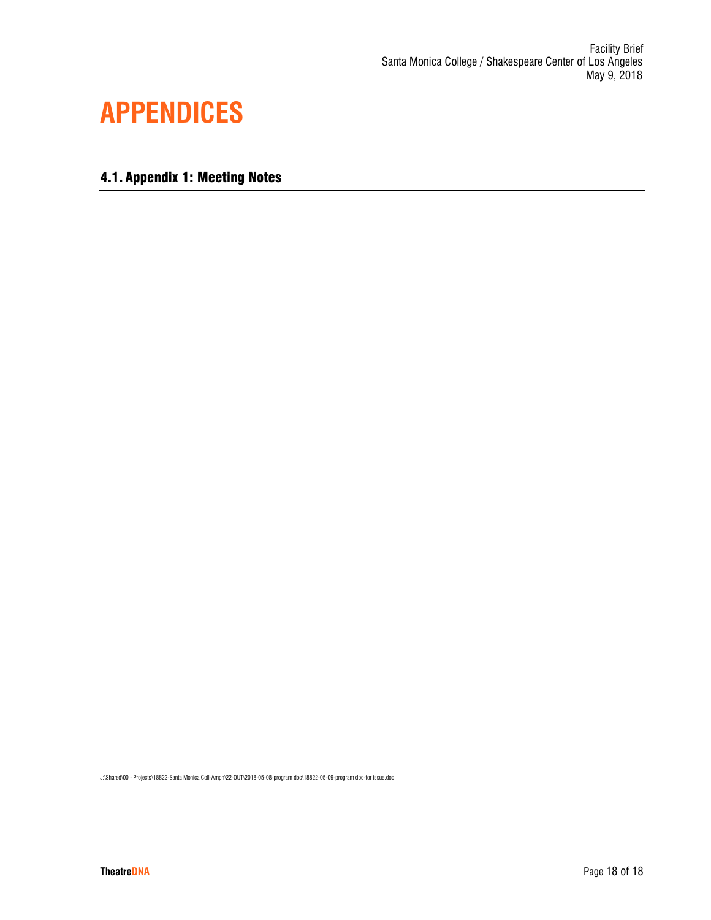# APPENDICES

## 4.1. Appendix 1: Meeting Notes

J:\Shared\00 - Projects\18822-Santa Monica Coll-Amph\22-OUT\2018-05-08-program doc\18822-05-09-program doc-for issue.doc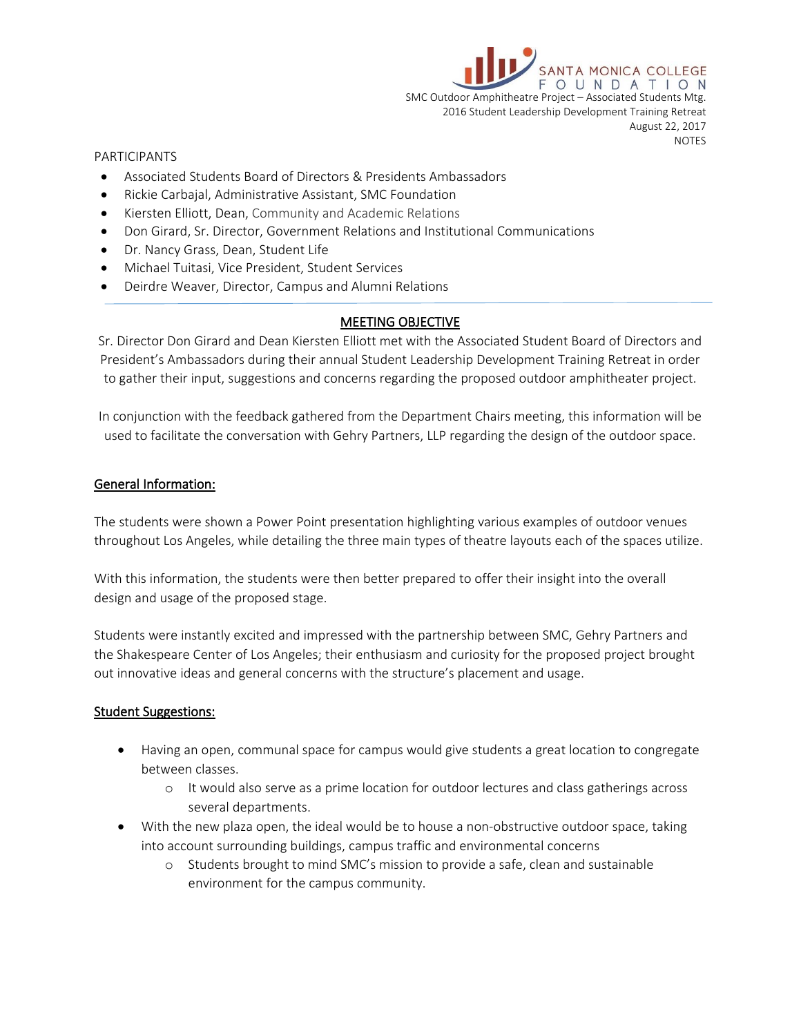SANTA MONICA COLLEGE FOUNDATION

SMC Outdoor Amphitheatre Project – Associated Students Mtg.
2016 Student Leadership Development Training Retreat
August 22, 2017
NOTES

PARTICIPANTS

- Associated Students Board of Directors & Presidents Ambassadors
- Rickie Carbajal, Administrative Assistant, SMC Foundation
- Kiersten Elliott, Dean, Community and Academic Relations
- Don Girard, Sr. Director, Government Relations and Institutional Communications
- Dr. Nancy Grass, Dean, Student Life
- Michael Tuitasi, Vice President, Student Services
- Deirdre Weaver, Director, Campus and Alumni Relations

## MEETING OBJECTIVE

Sr. Director Don Girard and Dean Kiersten Elliott met with the Associated Student Board of Directors and President's Ambassadors during their annual Student Leadership Development Training Retreat in order to gather their input, suggestions and concerns regarding the proposed outdoor amphitheater project.

In conjunction with the feedback gathered from the Department Chairs meeting, this information will be used to facilitate the conversation with Gehry Partners, LLP regarding the design of the outdoor space.

### General Information:

The students were shown a Power Point presentation highlighting various examples of outdoor venues throughout Los Angeles, while detailing the three main types of theatre layouts each of the spaces utilize.

With this information, the students were then better prepared to offer their insight into the overall design and usage of the proposed stage.

Students were instantly excited and impressed with the partnership between SMC, Gehry Partners and the Shakespeare Center of Los Angeles; their enthusiasm and curiosity for the proposed project brought out innovative ideas and general concerns with the structure's placement and usage.

### Student Suggestions:

- Having an open, communal space for campus would give students a great location to congregate between classes.
  - It would also serve as a prime location for outdoor lectures and class gatherings across several departments.
- With the new plaza open, the ideal would be to house a non-obstructive outdoor space, taking into account surrounding buildings, campus traffic and environmental concerns
  - Students brought to mind SMC's mission to provide a safe, clean and sustainable environment for the campus community.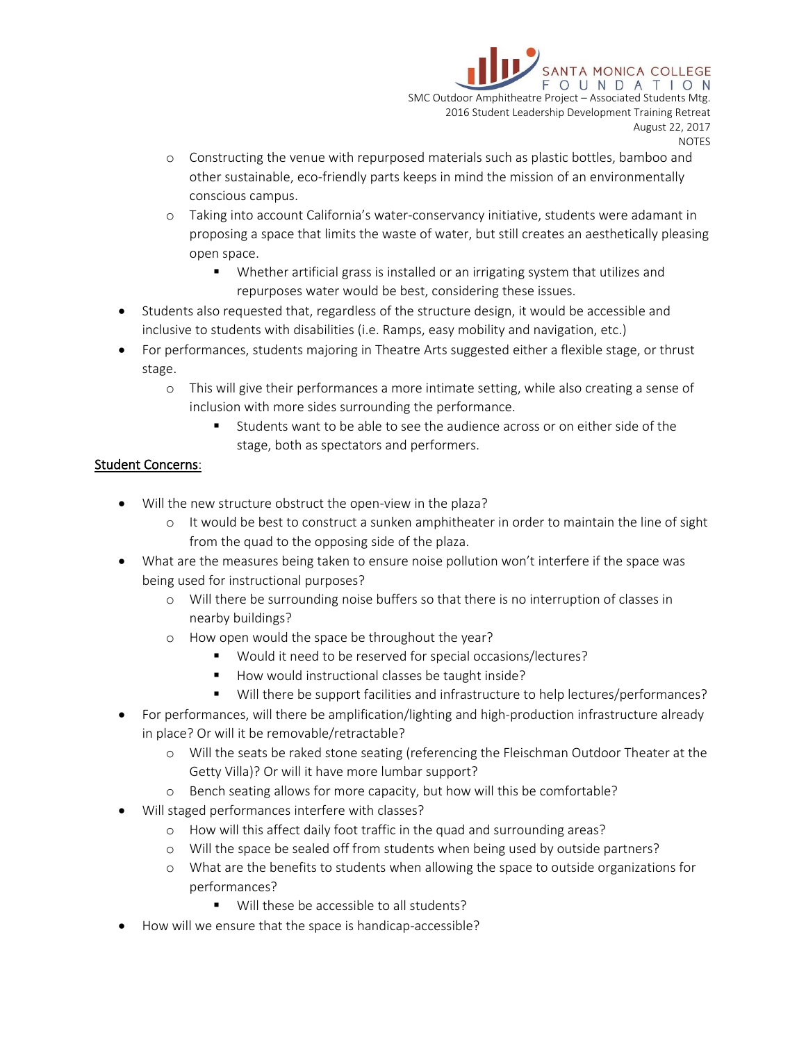- Constructing the venue with repurposed materials such as plastic bottles, bamboo and other sustainable, eco-friendly parts keeps in mind the mission of an environmentally conscious campus.
  - Taking into account California's water-conservancy initiative, students were adamant in proposing a space that limits the waste of water, but still creates an aesthetically pleasing open space.
    - Whether artificial grass is installed or an irrigating system that utilizes and repurposes water would be best, considering these issues.
- Students also requested that, regardless of the structure design, it would be accessible and inclusive to students with disabilities (i.e. Ramps, easy mobility and navigation, etc.)
- For performances, students majoring in Theatre Arts suggested either a flexible stage, or thrust stage.
  - This will give their performances a more intimate setting, while also creating a sense of inclusion with more sides surrounding the performance.
    - Students want to be able to see the audience across or on either side of the stage, both as spectators and performers.

<u>Student Concerns</u>:

- Will the new structure obstruct the open-view in the plaza?
  - It would be best to construct a sunken amphitheater in order to maintain the line of sight from the quad to the opposing side of the plaza.
- What are the measures being taken to ensure noise pollution won't interfere if the space was being used for instructional purposes?
  - Will there be surrounding noise buffers so that there is no interruption of classes in nearby buildings?
  - How open would the space be throughout the year?
    - Would it need to be reserved for special occasions/lectures?
    - How would instructional classes be taught inside?
    - Will there be support facilities and infrastructure to help lectures/performances?
- For performances, will there be amplification/lighting and high-production infrastructure already in place? Or will it be removable/retractable?
  - Will the seats be raked stone seating (referencing the Fleischman Outdoor Theater at the Getty Villa)? Or will it have more lumbar support?
  - Bench seating allows for more capacity, but how will this be comfortable?
- Will staged performances interfere with classes?
  - How will this affect daily foot traffic in the quad and surrounding areas?
  - Will the space be sealed off from students when being used by outside partners?
  - What are the benefits to students when allowing the space to outside organizations for performances?
    - Will these be accessible to all students?
- How will we ensure that the space is handicap-accessible?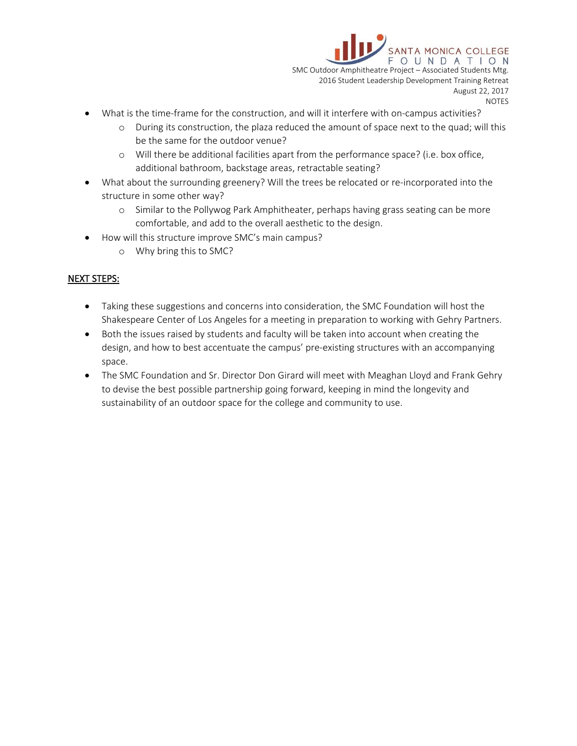- What is the time-frame for the construction, and will it interfere with on-campus activities?
    - During its construction, the plaza reduced the amount of space next to the quad; will this be the same for the outdoor venue?
    - Will there be additional facilities apart from the performance space? (i.e. box office, additional bathroom, backstage areas, retractable seating?
- What about the surrounding greenery? Will the trees be relocated or re-incorporated into the structure in some other way?
    - Similar to the Pollywog Park Amphitheater, perhaps having grass seating can be more comfortable, and add to the overall aesthetic to the design.
- How will this structure improve SMC's main campus?
    - Why bring this to SMC?

<u>NEXT STEPS:</u>

- Taking these suggestions and concerns into consideration, the SMC Foundation will host the Shakespeare Center of Los Angeles for a meeting in preparation to working with Gehry Partners.
- Both the issues raised by students and faculty will be taken into account when creating the design, and how to best accentuate the campus' pre-existing structures with an accompanying space.
- The SMC Foundation and Sr. Director Don Girard will meet with Meaghan Lloyd and Frank Gehry to devise the best possible partnership going forward, keeping in mind the longevity and sustainability of an outdoor space for the college and community to use.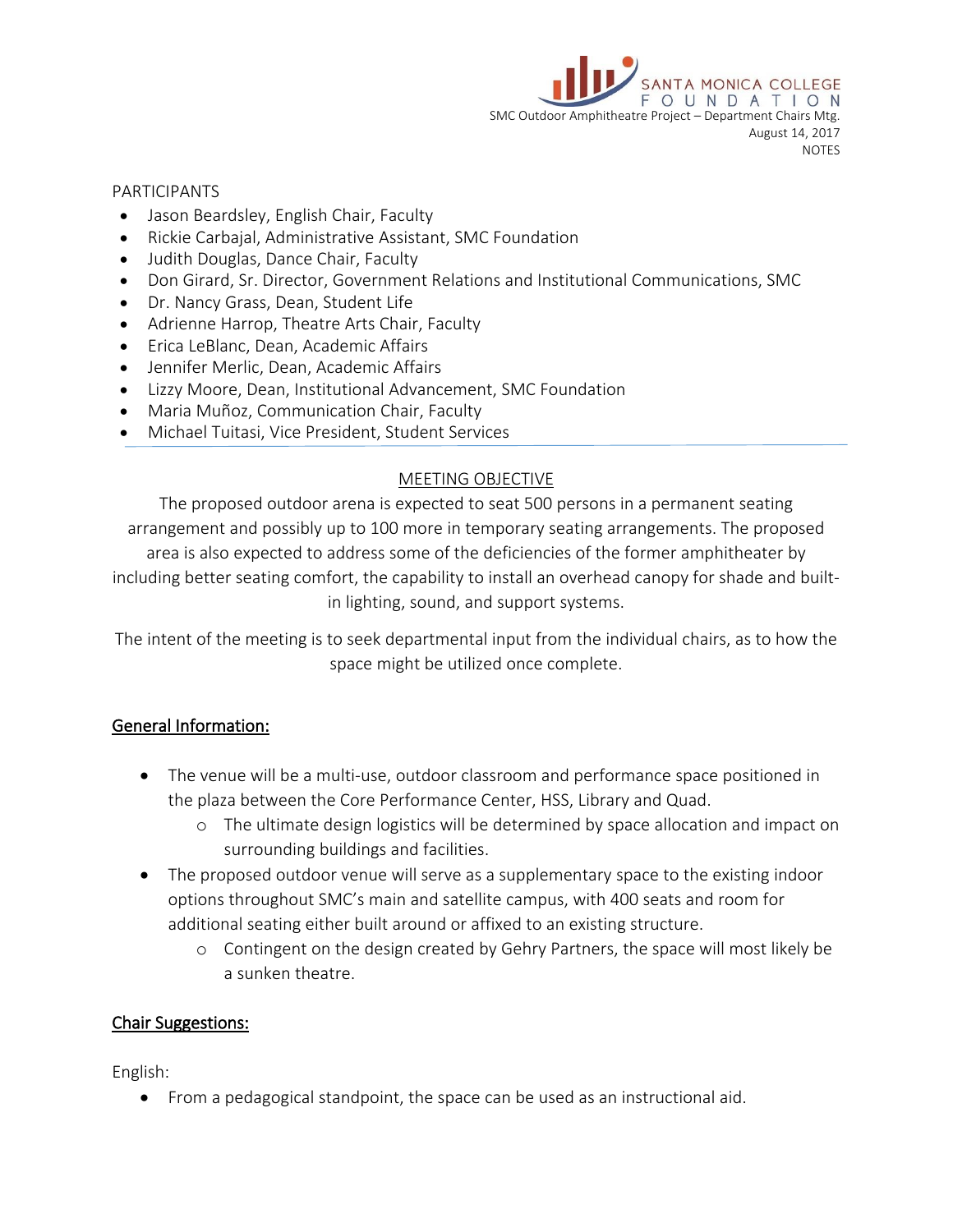SANTA MONICA COLLEGE FOUNDATION

SMC Outdoor Amphitheatre Project – Department Chairs Mtg.
August 14, 2017
NOTES

PARTICIPANTS

- Jason Beardsley, English Chair, Faculty
- Rickie Carbajal, Administrative Assistant, SMC Foundation
- Judith Douglas, Dance Chair, Faculty
- Don Girard, Sr. Director, Government Relations and Institutional Communications, SMC
- Dr. Nancy Grass, Dean, Student Life
- Adrienne Harrop, Theatre Arts Chair, Faculty
- Erica LeBlanc, Dean, Academic Affairs
- Jennifer Merlic, Dean, Academic Affairs
- Lizzy Moore, Dean, Institutional Advancement, SMC Foundation
- Maria Muñoz, Communication Chair, Faculty
- Michael Tuitasi, Vice President, Student Services

---

## MEETING OBJECTIVE

The proposed outdoor arena is expected to seat 500 persons in a permanent seating arrangement and possibly up to 100 more in temporary seating arrangements. The proposed area is also expected to address some of the deficiencies of the former amphitheater by including better seating comfort, the capability to install an overhead canopy for shade and built-in lighting, sound, and support systems.

The intent of the meeting is to seek departmental input from the individual chairs, as to how the space might be utilized once complete.

## General Information:

- The venue will be a multi-use, outdoor classroom and performance space positioned in the plaza between the Core Performance Center, HSS, Library and Quad.
  - The ultimate design logistics will be determined by space allocation and impact on surrounding buildings and facilities.
- The proposed outdoor venue will serve as a supplementary space to the existing indoor options throughout SMC's main and satellite campus, with 400 seats and room for additional seating either built around or affixed to an existing structure.
  - Contingent on the design created by Gehry Partners, the space will most likely be a sunken theatre.

## Chair Suggestions:

English:

- From a pedagogical standpoint, the space can be used as an instructional aid.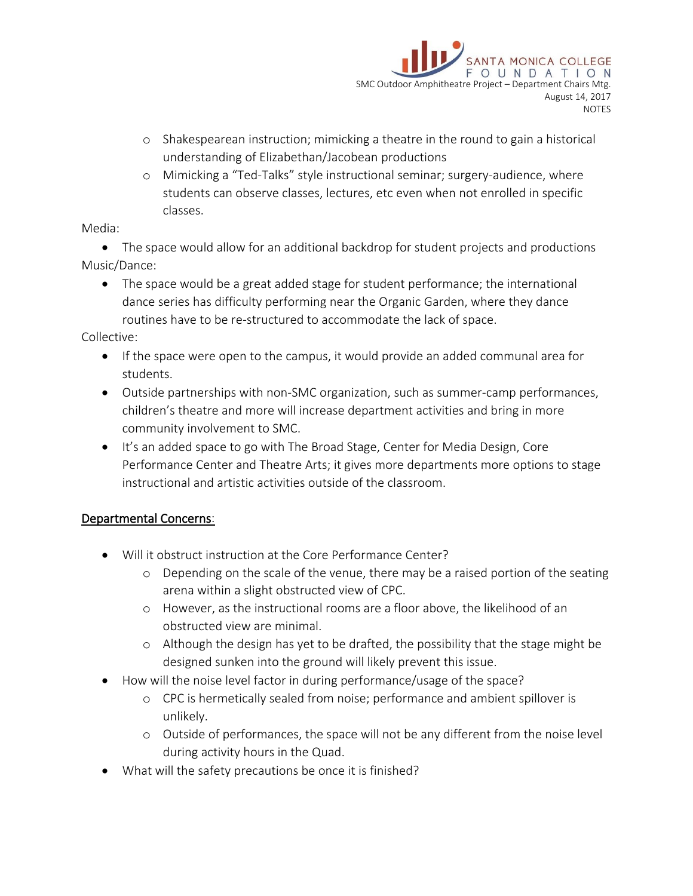- Shakespearean instruction; mimicking a theatre in the round to gain a historical understanding of Elizabethan/Jacobean productions
- Mimicking a "Ted-Talks" style instructional seminar; surgery-audience, where students can observe classes, lectures, etc even when not enrolled in specific classes.

Media:

- The space would allow for an additional backdrop for student projects and productions

Music/Dance:

- The space would be a great added stage for student performance; the international dance series has difficulty performing near the Organic Garden, where they dance routines have to be re-structured to accommodate the lack of space.

Collective:

- If the space were open to the campus, it would provide an added communal area for students.
- Outside partnerships with non-SMC organization, such as summer-camp performances, children's theatre and more will increase department activities and bring in more community involvement to SMC.
- It's an added space to go with The Broad Stage, Center for Media Design, Core Performance Center and Theatre Arts; it gives more departments more options to stage instructional and artistic activities outside of the classroom.

<u>Departmental Concerns</u>:

- Will it obstruct instruction at the Core Performance Center?
  - Depending on the scale of the venue, there may be a raised portion of the seating arena within a slight obstructed view of CPC.
  - However, as the instructional rooms are a floor above, the likelihood of an obstructed view are minimal.
  - Although the design has yet to be drafted, the possibility that the stage might be designed sunken into the ground will likely prevent this issue.
- How will the noise level factor in during performance/usage of the space?
  - CPC is hermetically sealed from noise; performance and ambient spillover is unlikely.
  - Outside of performances, the space will not be any different from the noise level during activity hours in the Quad.
- What will the safety precautions be once it is finished?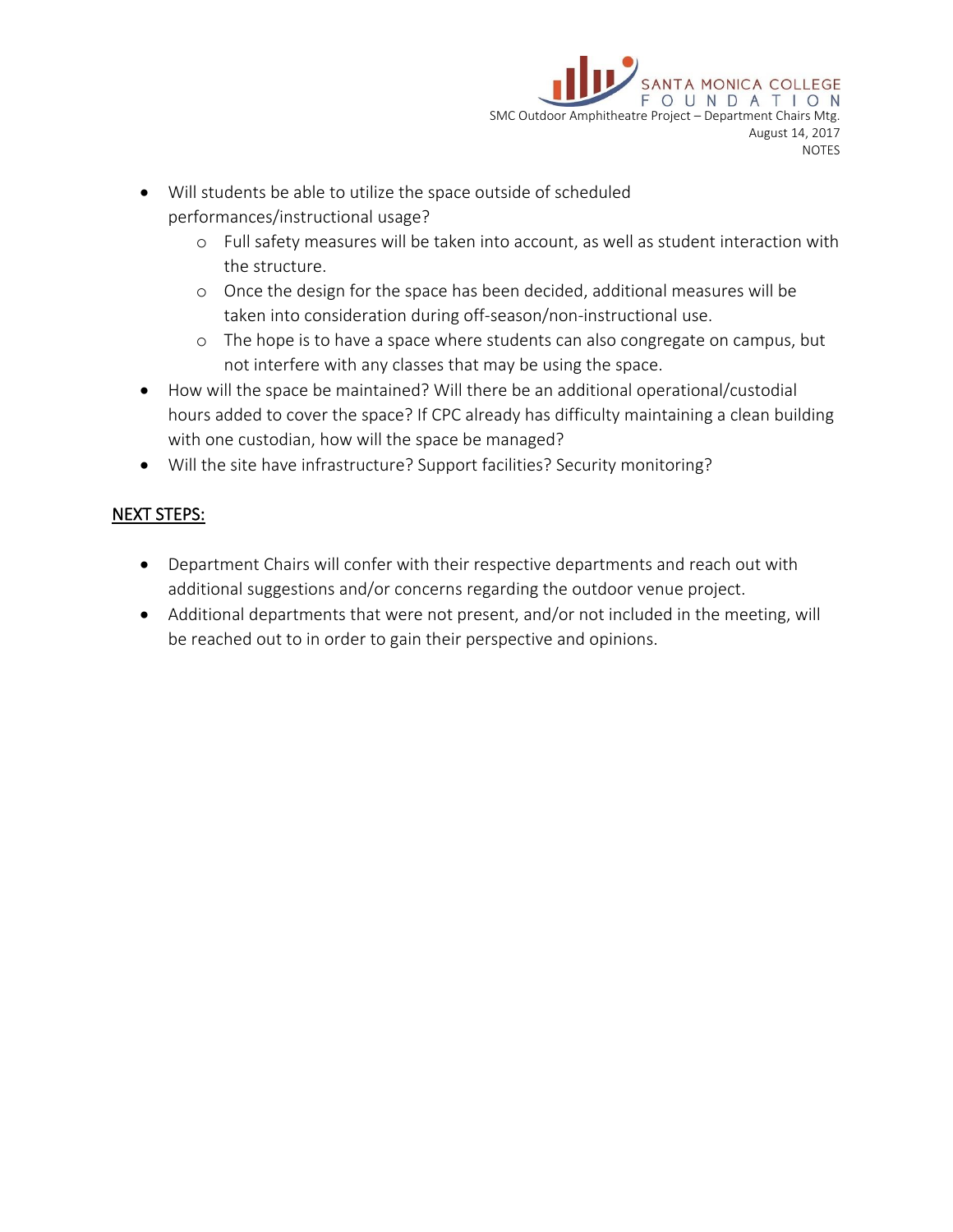- Will students be able to utilize the space outside of scheduled performances/instructional usage?
  - Full safety measures will be taken into account, as well as student interaction with the structure.
  - Once the design for the space has been decided, additional measures will be taken into consideration during off-season/non-instructional use.
  - The hope is to have a space where students can also congregate on campus, but not interfere with any classes that may be using the space.
- How will the space be maintained? Will there be an additional operational/custodial hours added to cover the space? If CPC already has difficulty maintaining a clean building with one custodian, how will the space be managed?
- Will the site have infrastructure? Support facilities? Security monitoring?

<u>NEXT STEPS:</u>

- Department Chairs will confer with their respective departments and reach out with additional suggestions and/or concerns regarding the outdoor venue project.
- Additional departments that were not present, and/or not included in the meeting, will be reached out to in order to gain their perspective and opinions.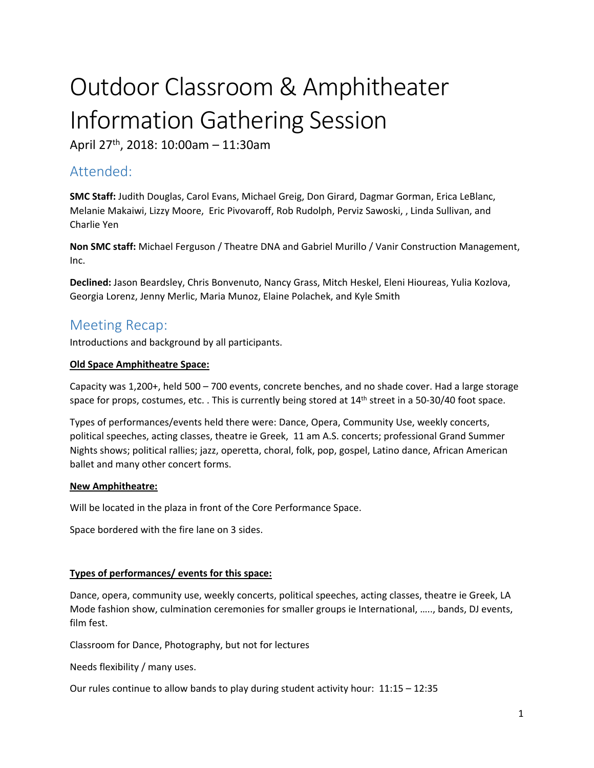# Outdoor Classroom & Amphitheater Information Gathering Session

April 27th, 2018: 10:00am – 11:30am

## Attended:

**SMC Staff:** Judith Douglas, Carol Evans, Michael Greig, Don Girard, Dagmar Gorman, Erica LeBlanc, Melanie Makaiwi, Lizzy Moore, Eric Pivovaroff, Rob Rudolph, Perviz Sawoski, , Linda Sullivan, and Charlie Yen

**Non SMC staff:** Michael Ferguson / Theatre DNA and Gabriel Murillo / Vanir Construction Management, Inc.

**Declined:** Jason Beardsley, Chris Bonvenuto, Nancy Grass, Mitch Heskel, Eleni Hioureas, Yulia Kozlova, Georgia Lorenz, Jenny Merlic, Maria Munoz, Elaine Polachek, and Kyle Smith

## Meeting Recap:

Introductions and background by all participants.

**Old Space Amphitheatre Space:**

Capacity was 1,200+, held 500 – 700 events, concrete benches, and no shade cover. Had a large storage space for props, costumes, etc. . This is currently being stored at 14th street in a 50-30/40 foot space.

Types of performances/events held there were: Dance, Opera, Community Use, weekly concerts, political speeches, acting classes, theatre ie Greek, 11 am A.S. concerts; professional Grand Summer Nights shows; political rallies; jazz, operetta, choral, folk, pop, gospel, Latino dance, African American ballet and many other concert forms.

**New Amphitheatre:**

Will be located in the plaza in front of the Core Performance Space.

Space bordered with the fire lane on 3 sides.

**Types of performances/ events for this space:**

Dance, opera, community use, weekly concerts, political speeches, acting classes, theatre ie Greek, LA Mode fashion show, culmination ceremonies for smaller groups ie International, ….., bands, DJ events, film fest.

Classroom for Dance, Photography, but not for lectures

Needs flexibility / many uses.

Our rules continue to allow bands to play during student activity hour: 11:15 – 12:35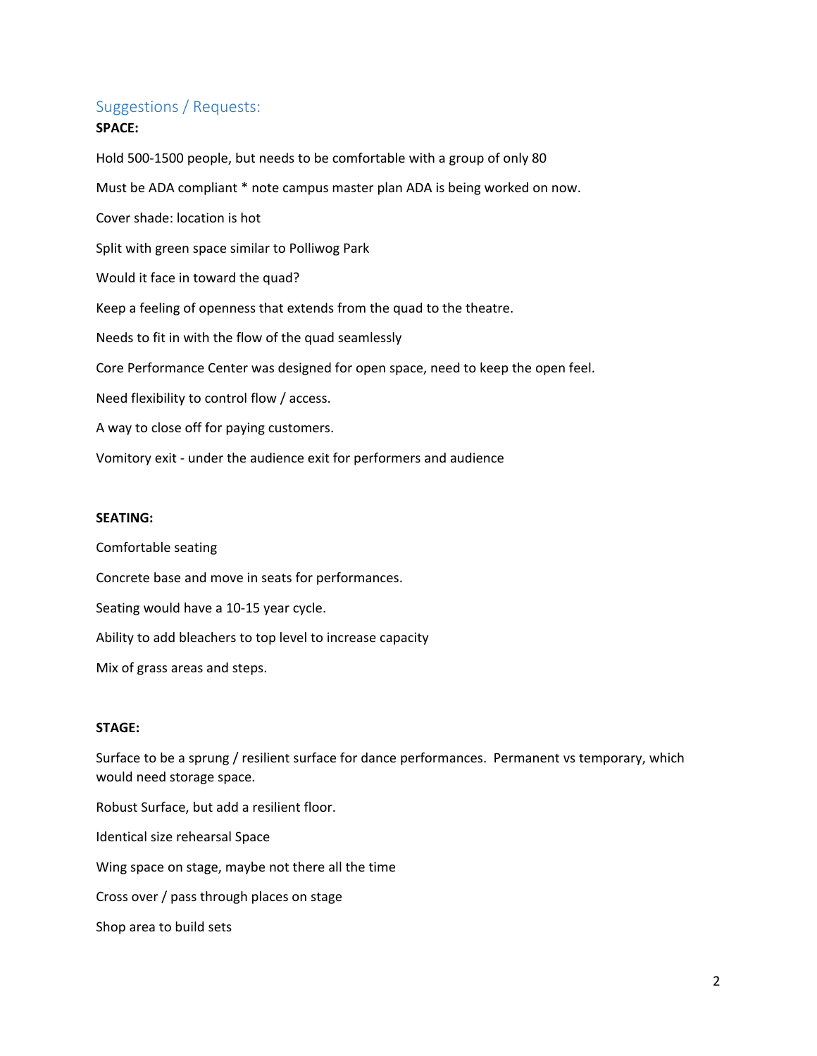## Suggestions / Requests:

**SPACE:**

Hold 500-1500 people, but needs to be comfortable with a group of only 80

Must be ADA compliant * note campus master plan ADA is being worked on now.

Cover shade: location is hot

Split with green space similar to Polliwog Park

Would it face in toward the quad?

Keep a feeling of openness that extends from the quad to the theatre.

Needs to fit in with the flow of the quad seamlessly

Core Performance Center was designed for open space, need to keep the open feel.

Need flexibility to control flow / access.

A way to close off for paying customers.

Vomitory exit - under the audience exit for performers and audience

**SEATING:**

Comfortable seating

Concrete base and move in seats for performances.

Seating would have a 10-15 year cycle.

Ability to add bleachers to top level to increase capacity

Mix of grass areas and steps.

**STAGE:**

Surface to be a sprung / resilient surface for dance performances. Permanent vs temporary, which would need storage space.

Robust Surface, but add a resilient floor.

Identical size rehearsal Space

Wing space on stage, maybe not there all the time

Cross over / pass through places on stage

Shop area to build sets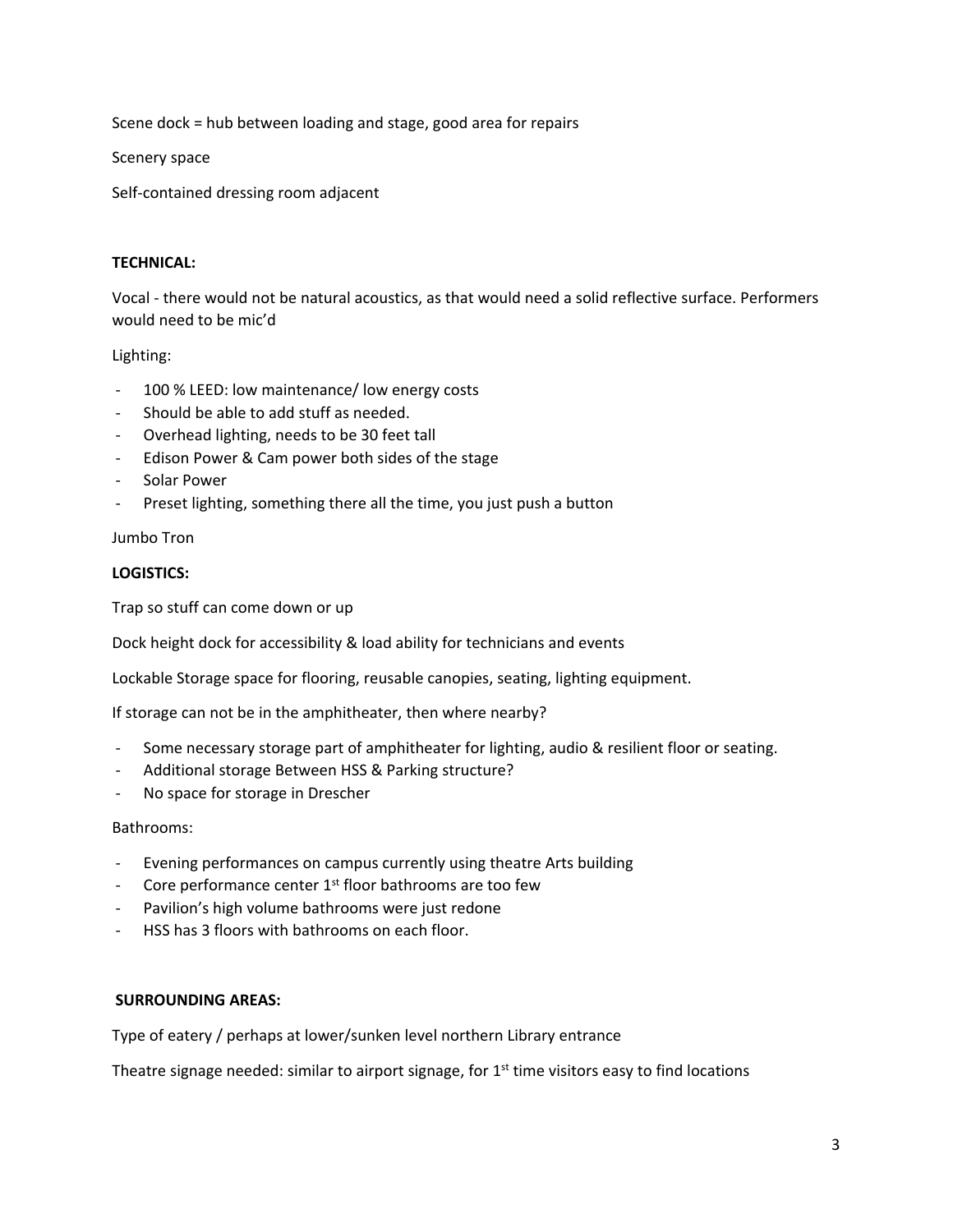Scene dock = hub between loading and stage, good area for repairs

Scenery space

Self-contained dressing room adjacent

**TECHNICAL:**

Vocal - there would not be natural acoustics, as that would need a solid reflective surface. Performers would need to be mic'd

Lighting:

- 100 % LEED: low maintenance/ low energy costs
- Should be able to add stuff as needed.
- Overhead lighting, needs to be 30 feet tall
- Edison Power & Cam power both sides of the stage
- Solar Power
- Preset lighting, something there all the time, you just push a button

Jumbo Tron

**LOGISTICS:**

Trap so stuff can come down or up

Dock height dock for accessibility & load ability for technicians and events

Lockable Storage space for flooring, reusable canopies, seating, lighting equipment.

If storage can not be in the amphitheater, then where nearby?

- Some necessary storage part of amphitheater for lighting, audio & resilient floor or seating.
- Additional storage Between HSS & Parking structure?
- No space for storage in Drescher

Bathrooms:

- Evening performances on campus currently using theatre Arts building
- Core performance center 1st floor bathrooms are too few
- Pavilion's high volume bathrooms were just redone
- HSS has 3 floors with bathrooms on each floor.

**SURROUNDING AREAS:**

Type of eatery / perhaps at lower/sunken level northern Library entrance

Theatre signage needed: similar to airport signage, for 1st time visitors easy to find locations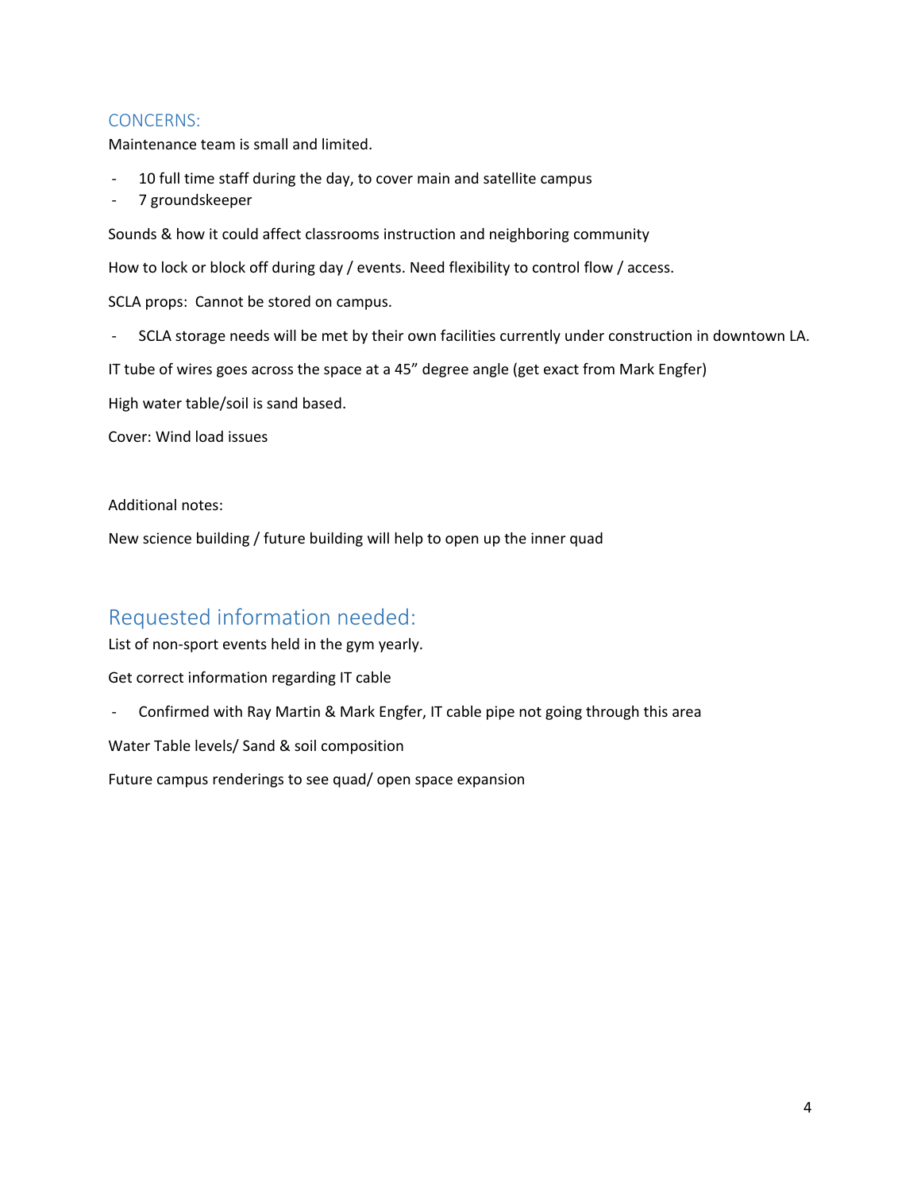### CONCERNS:

Maintenance team is small and limited.

- 10 full time staff during the day, to cover main and satellite campus
- 7 groundskeeper

Sounds & how it could affect classrooms instruction and neighboring community

How to lock or block off during day / events. Need flexibility to control flow / access.

SCLA props: Cannot be stored on campus.

- SCLA storage needs will be met by their own facilities currently under construction in downtown LA.

IT tube of wires goes across the space at a 45" degree angle (get exact from Mark Engfer)

High water table/soil is sand based.

Cover: Wind load issues

Additional notes:

New science building / future building will help to open up the inner quad

## Requested information needed:

List of non-sport events held in the gym yearly.

Get correct information regarding IT cable

- Confirmed with Ray Martin & Mark Engfer, IT cable pipe not going through this area

Water Table levels/ Sand & soil composition

Future campus renderings to see quad/ open space expansion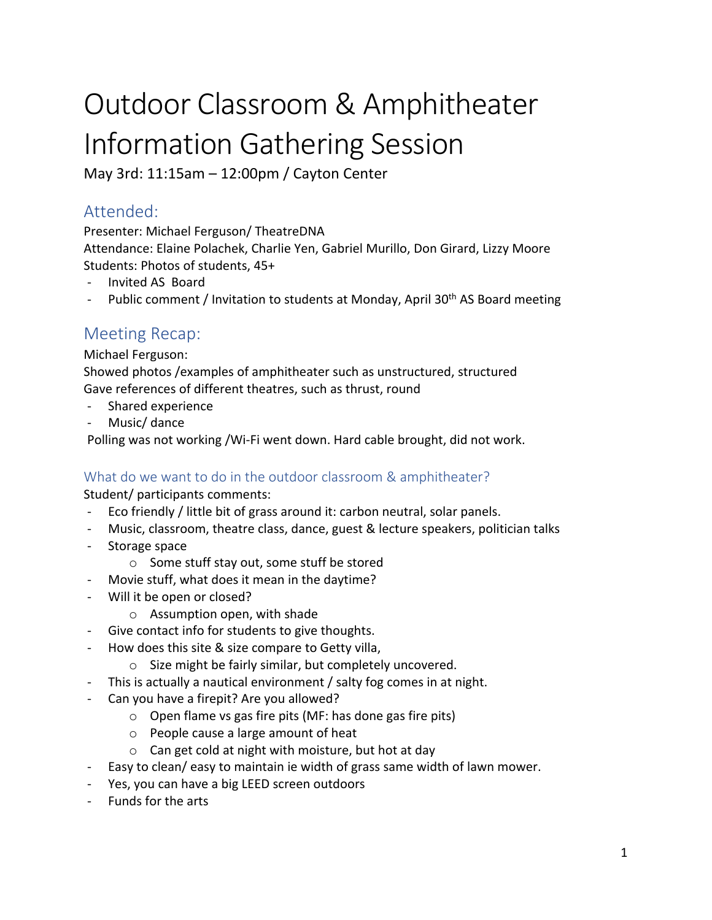# Outdoor Classroom & Amphitheater Information Gathering Session

May 3rd: 11:15am – 12:00pm / Cayton Center

## Attended:

Presenter: Michael Ferguson/ TheatreDNA

Attendance: Elaine Polachek, Charlie Yen, Gabriel Murillo, Don Girard, Lizzy Moore

Students: Photos of students, 45+

- Invited AS Board
- Public comment / Invitation to students at Monday, April 30th AS Board meeting

## Meeting Recap:

Michael Ferguson:

Showed photos /examples of amphitheater such as unstructured, structured

Gave references of different theatres, such as thrust, round

- Shared experience
- Music/ dance

Polling was not working /Wi-Fi went down. Hard cable brought, did not work.

### What do we want to do in the outdoor classroom & amphitheater?

Student/ participants comments:

- Eco friendly / little bit of grass around it: carbon neutral, solar panels.
- Music, classroom, theatre class, dance, guest & lecture speakers, politician talks
- Storage space
  - Some stuff stay out, some stuff be stored
- Movie stuff, what does it mean in the daytime?
- Will it be open or closed?
  - Assumption open, with shade
- Give contact info for students to give thoughts.
- How does this site & size compare to Getty villa,
  - Size might be fairly similar, but completely uncovered.
- This is actually a nautical environment / salty fog comes in at night.
- Can you have a firepit? Are you allowed?
  - Open flame vs gas fire pits (MF: has done gas fire pits)
  - People cause a large amount of heat
  - Can get cold at night with moisture, but hot at day
- Easy to clean/ easy to maintain ie width of grass same width of lawn mower.
- Yes, you can have a big LEED screen outdoors
- Funds for the arts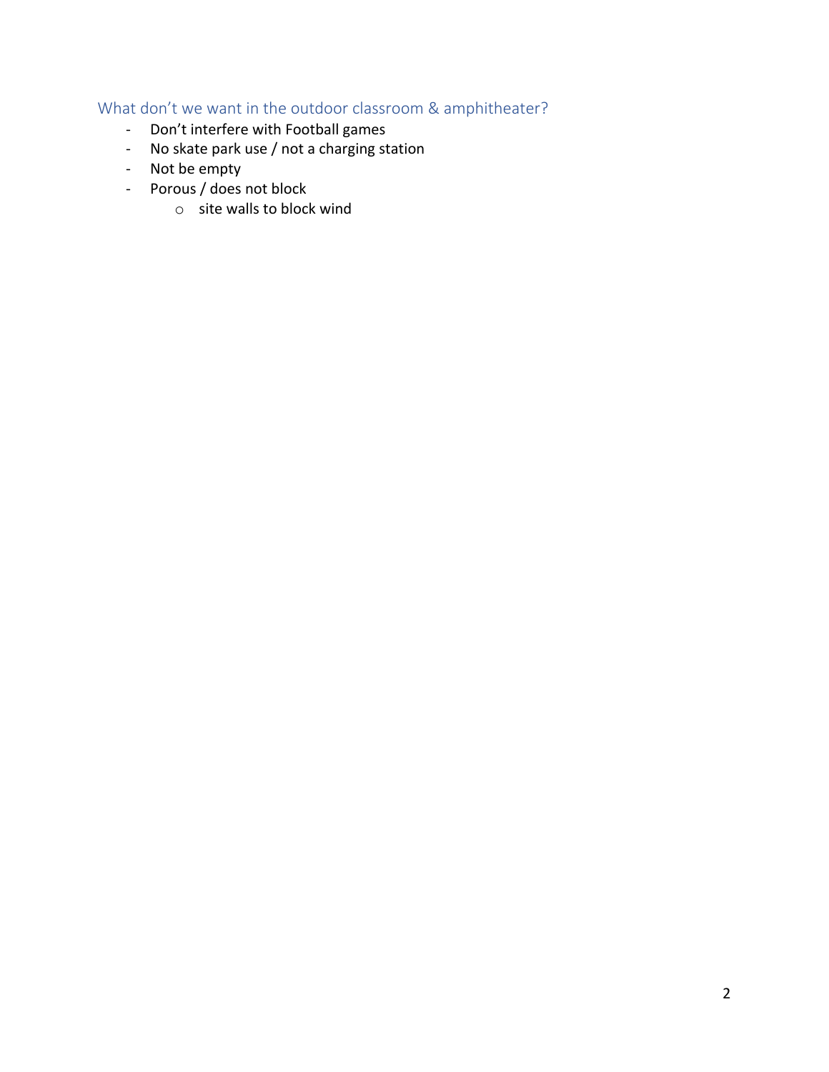## What don’t we want in the outdoor classroom & amphitheater?

- Don’t interfere with Football games
- No skate park use / not a charging station
- Not be empty
- Porous / does not block
  - site walls to block wind